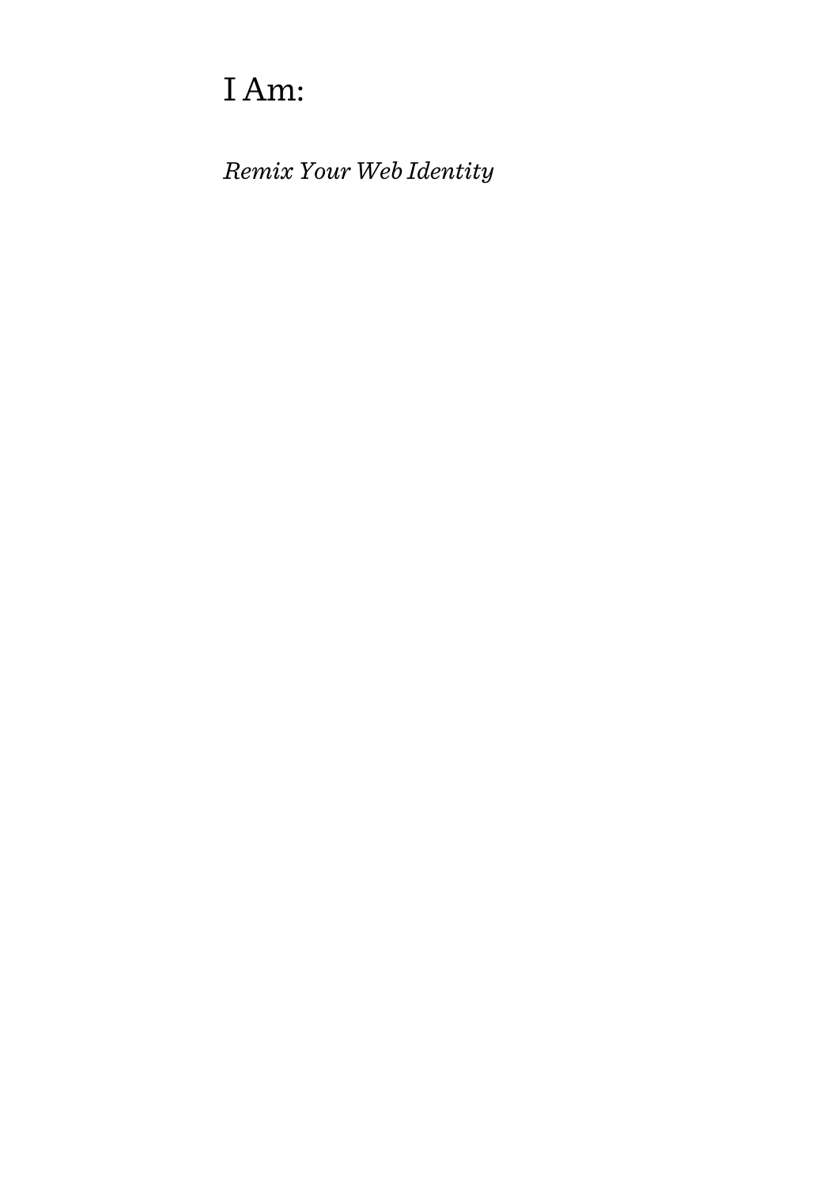# I Am:

*Remix Your Web Identity*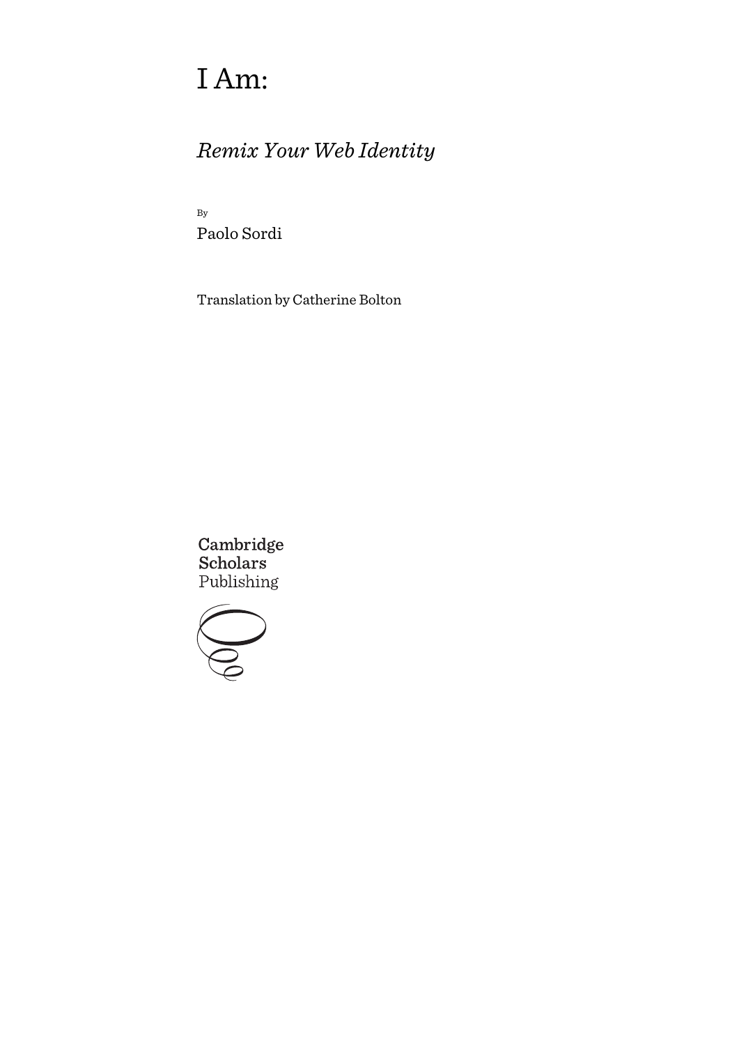# I Am:

## *Remix Your Web Identity*

By

Paolo Sordi

Translation by Catherine Bolton

Cambridge Scholars Publishing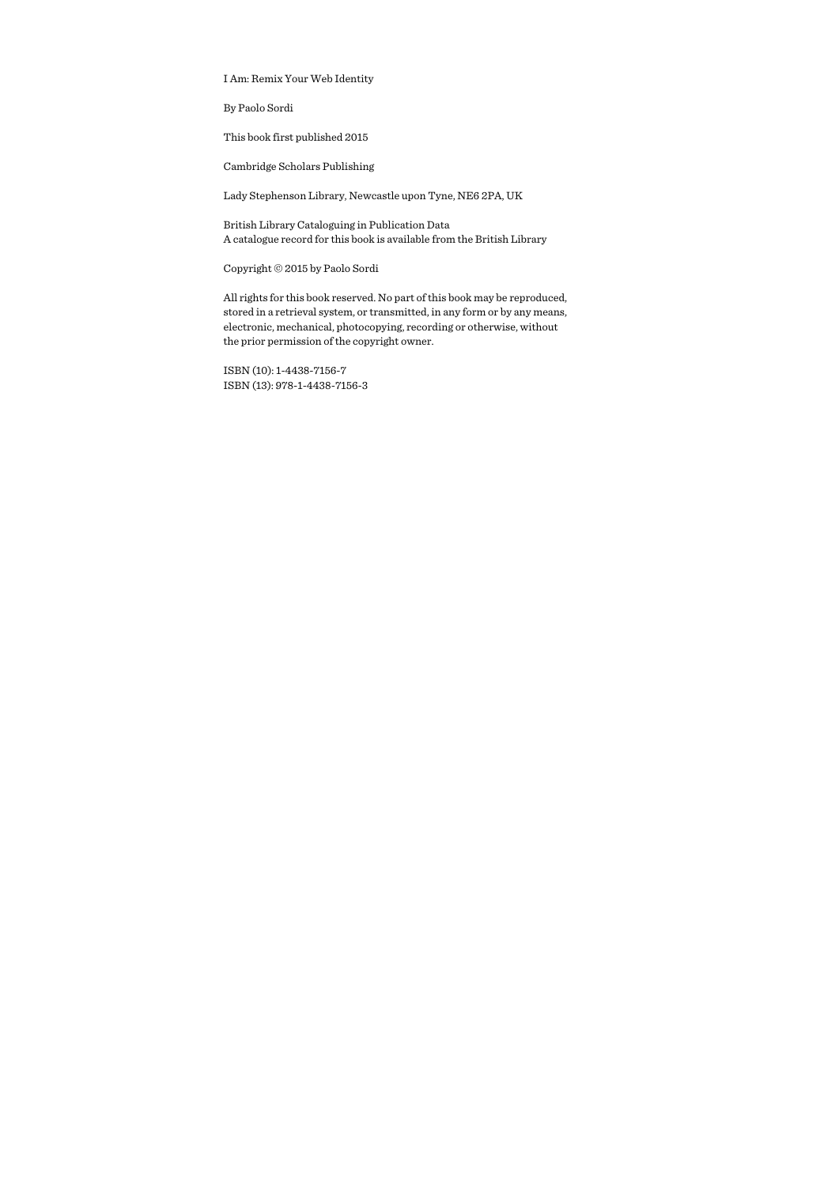I Am: Remix Your Web Identity

By Paolo Sordi

This book first published 2015

Cambridge Scholars Publishing

Lady Stephenson Library, Newcastle upon Tyne, NE6 2PA, UK

British Library Cataloguing in Publication Data
A catalogue record for this book is available from the British Library

Copyright © 2015 by Paolo Sordi

All rights for this book reserved. No part of this book may be reproduced, stored in a retrieval system, or transmitted, in any form or by any means, electronic, mechanical, photocopying, recording or otherwise, without the prior permission of the copyright owner.

ISBN (10): 1-4438-7156-7
ISBN (13): 978-1-4438-7156-3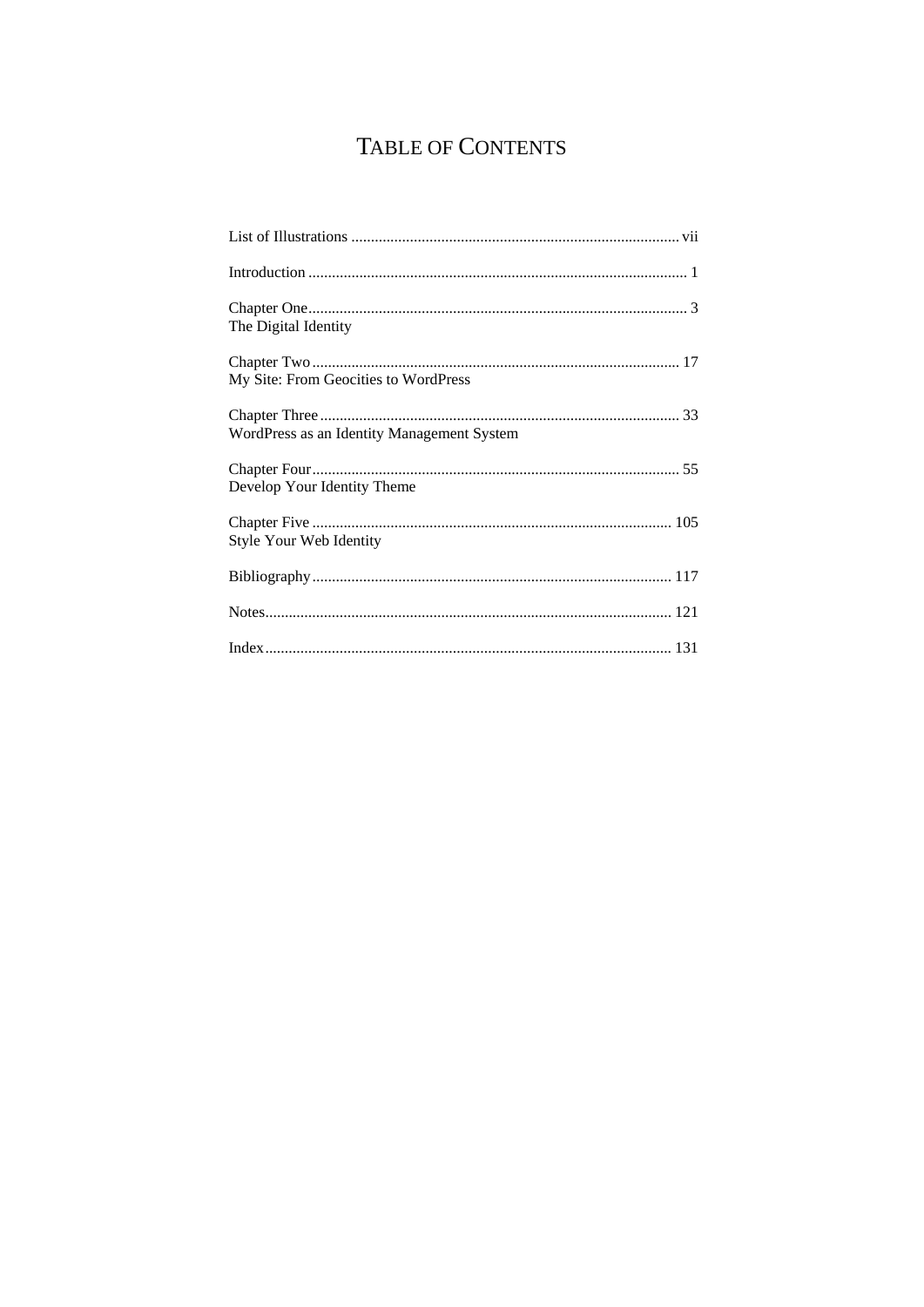# TABLE OF CONTENTS

List of Illustrations .................................................................................... vii

Introduction ................................................................................................ 1

Chapter One................................................................................................ 3
The Digital Identity

Chapter Two ............................................................................................. 17
My Site: From Geocities to WordPress

Chapter Three ........................................................................................... 33
WordPress as an Identity Management System

Chapter Four............................................................................................. 55
Develop Your Identity Theme

Chapter Five ........................................................................................... 105
Style Your Web Identity

Bibliography........................................................................................... 117

Notes....................................................................................................... 121

Index....................................................................................................... 131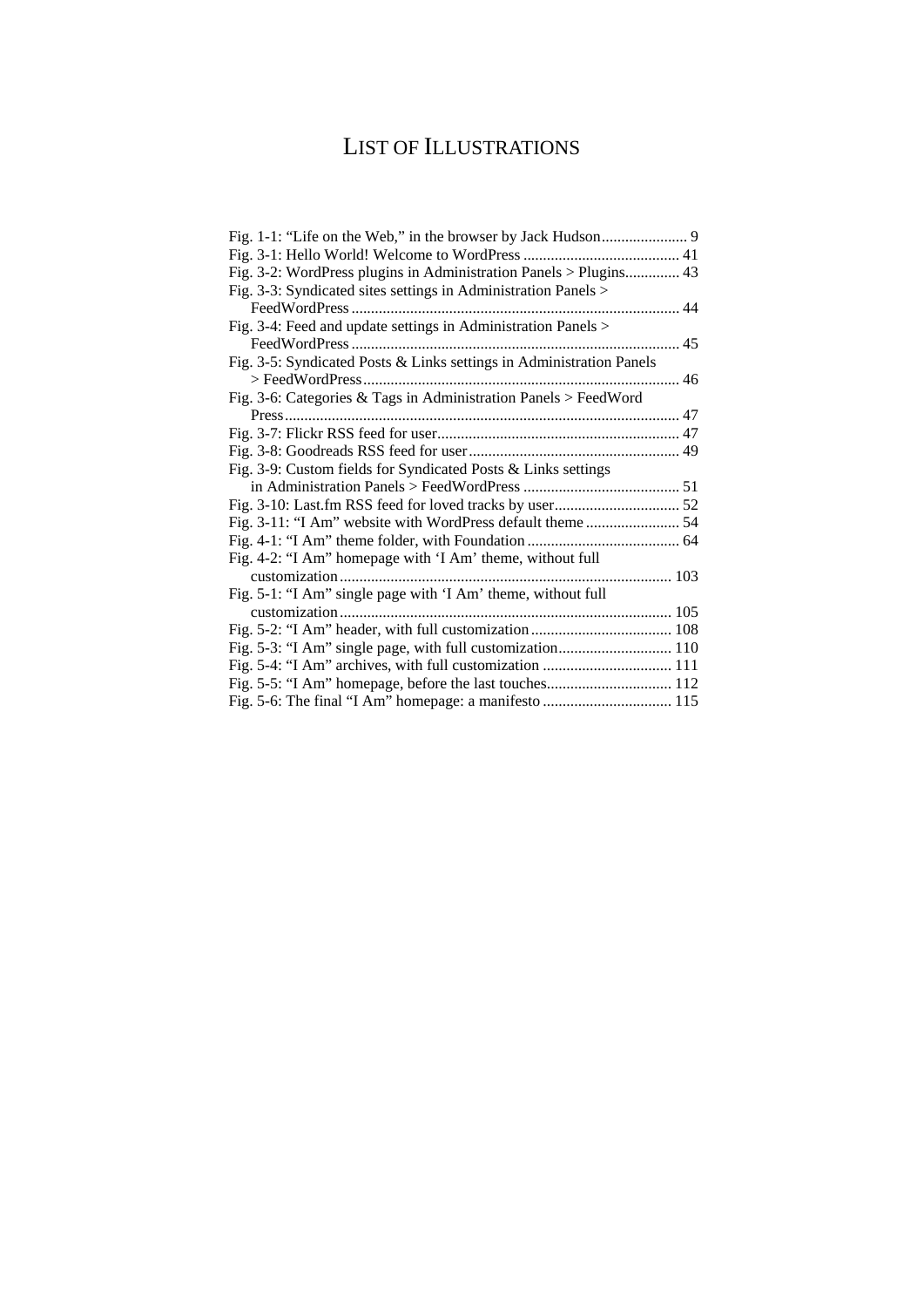# List of Illustrations

Fig. 1-1: "Life on the Web," in the browser by Jack Hudson...................... 9
Fig. 3-1: Hello World! Welcome to WordPress ........................................ 41
Fig. 3-2: WordPress plugins in Administration Panels > Plugins.............. 43
Fig. 3-3: Syndicated sites settings in Administration Panels > FeedWordPress .................................................................................... 44
Fig. 3-4: Feed and update settings in Administration Panels > FeedWordPress .................................................................................... 45
Fig. 3-5: Syndicated Posts & Links settings in Administration Panels > FeedWordPress................................................................................. 46
Fig. 3-6: Categories & Tags in Administration Panels > FeedWord Press..................................................................................................... 47
Fig. 3-7: Flickr RSS feed for user.............................................................. 47
Fig. 3-8: Goodreads RSS feed for user...................................................... 49
Fig. 3-9: Custom fields for Syndicated Posts & Links settings in Administration Panels > FeedWordPress ........................................ 51
Fig. 3-10: Last.fm RSS feed for loved tracks by user................................ 52
Fig. 3-11: "I Am" website with WordPress default theme ........................ 54
Fig. 4-1: "I Am" theme folder, with Foundation ....................................... 64
Fig. 4-2: "I Am" homepage with 'I Am' theme, without full customization..................................................................................... 103
Fig. 5-1: "I Am" single page with 'I Am' theme, without full customization..................................................................................... 105
Fig. 5-2: "I Am" header, with full customization .................................... 108
Fig. 5-3: "I Am" single page, with full customization............................. 110
Fig. 5-4: "I Am" archives, with full customization ................................. 111
Fig. 5-5: "I Am" homepage, before the last touches................................ 112
Fig. 5-6: The final "I Am" homepage: a manifesto ................................. 115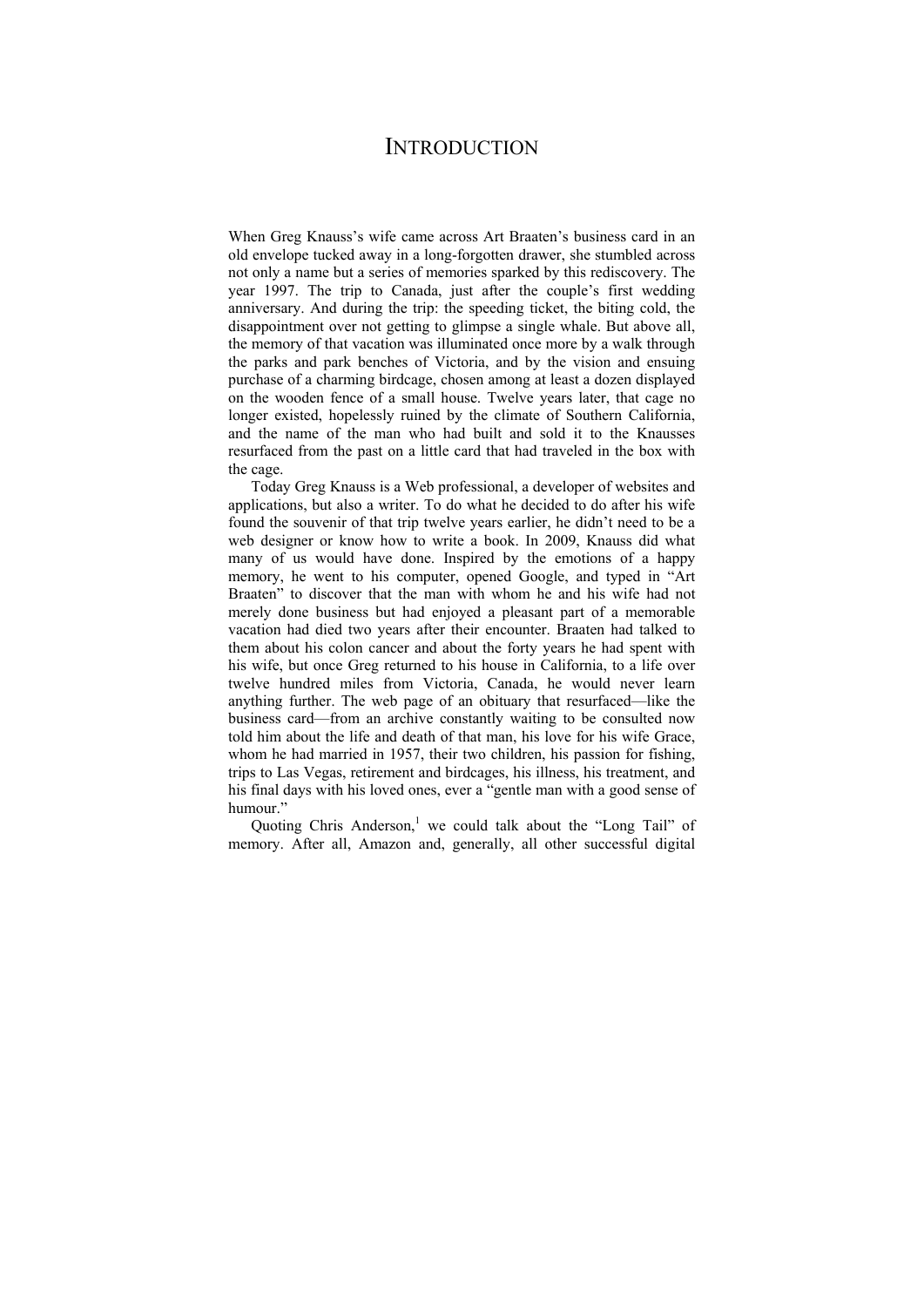# INTRODUCTION

When Greg Knauss's wife came across Art Braaten's business card in an old envelope tucked away in a long-forgotten drawer, she stumbled across not only a name but a series of memories sparked by this rediscovery. The year 1997. The trip to Canada, just after the couple's first wedding anniversary. And during the trip: the speeding ticket, the biting cold, the disappointment over not getting to glimpse a single whale. But above all, the memory of that vacation was illuminated once more by a walk through the parks and park benches of Victoria, and by the vision and ensuing purchase of a charming birdcage, chosen among at least a dozen displayed on the wooden fence of a small house. Twelve years later, that cage no longer existed, hopelessly ruined by the climate of Southern California, and the name of the man who had built and sold it to the Knausses resurfaced from the past on a little card that had traveled in the box with the cage.

Today Greg Knauss is a Web professional, a developer of websites and applications, but also a writer. To do what he decided to do after his wife found the souvenir of that trip twelve years earlier, he didn't need to be a web designer or know how to write a book. In 2009, Knauss did what many of us would have done. Inspired by the emotions of a happy memory, he went to his computer, opened Google, and typed in "Art Braaten" to discover that the man with whom he and his wife had not merely done business but had enjoyed a pleasant part of a memorable vacation had died two years after their encounter. Braaten had talked to them about his colon cancer and about the forty years he had spent with his wife, but once Greg returned to his house in California, to a life over twelve hundred miles from Victoria, Canada, he would never learn anything further. The web page of an obituary that resurfaced—like the business card—from an archive constantly waiting to be consulted now told him about the life and death of that man, his love for his wife Grace, whom he had married in 1957, their two children, his passion for fishing, trips to Las Vegas, retirement and birdcages, his illness, his treatment, and his final days with his loved ones, ever a "gentle man with a good sense of humour."

Quoting Chris Anderson,[1] we could talk about the "Long Tail" of memory. After all, Amazon and, generally, all other successful digital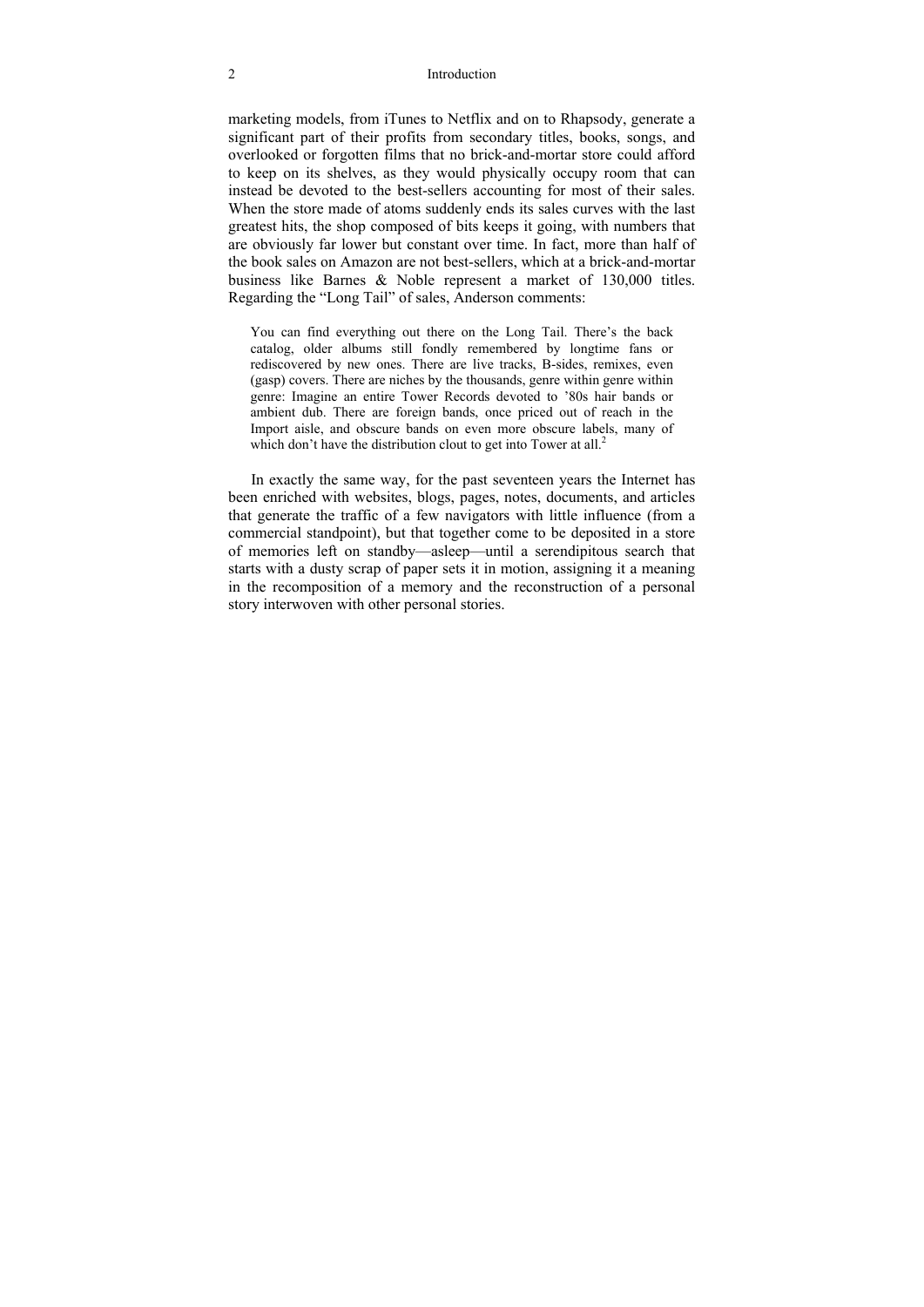marketing models, from iTunes to Netflix and on to Rhapsody, generate a significant part of their profits from secondary titles, books, songs, and overlooked or forgotten films that no brick-and-mortar store could afford to keep on its shelves, as they would physically occupy room that can instead be devoted to the best-sellers accounting for most of their sales. When the store made of atoms suddenly ends its sales curves with the last greatest hits, the shop composed of bits keeps it going, with numbers that are obviously far lower but constant over time. In fact, more than half of the book sales on Amazon are not best-sellers, which at a brick-and-mortar business like Barnes & Noble represent a market of 130,000 titles. Regarding the "Long Tail" of sales, Anderson comments:

> You can find everything out there on the Long Tail. There's the back catalog, older albums still fondly remembered by longtime fans or rediscovered by new ones. There are live tracks, B-sides, remixes, even (gasp) covers. There are niches by the thousands, genre within genre within genre: Imagine an entire Tower Records devoted to '80s hair bands or ambient dub. There are foreign bands, once priced out of reach in the Import aisle, and obscure bands on even more obscure labels, many of which don't have the distribution clout to get into Tower at all.[2]

In exactly the same way, for the past seventeen years the Internet has been enriched with websites, blogs, pages, notes, documents, and articles that generate the traffic of a few navigators with little influence (from a commercial standpoint), but that together come to be deposited in a store of memories left on standby—asleep—until a serendipitous search that starts with a dusty scrap of paper sets it in motion, assigning it a meaning in the recomposition of a memory and the reconstruction of a personal story interwoven with other personal stories.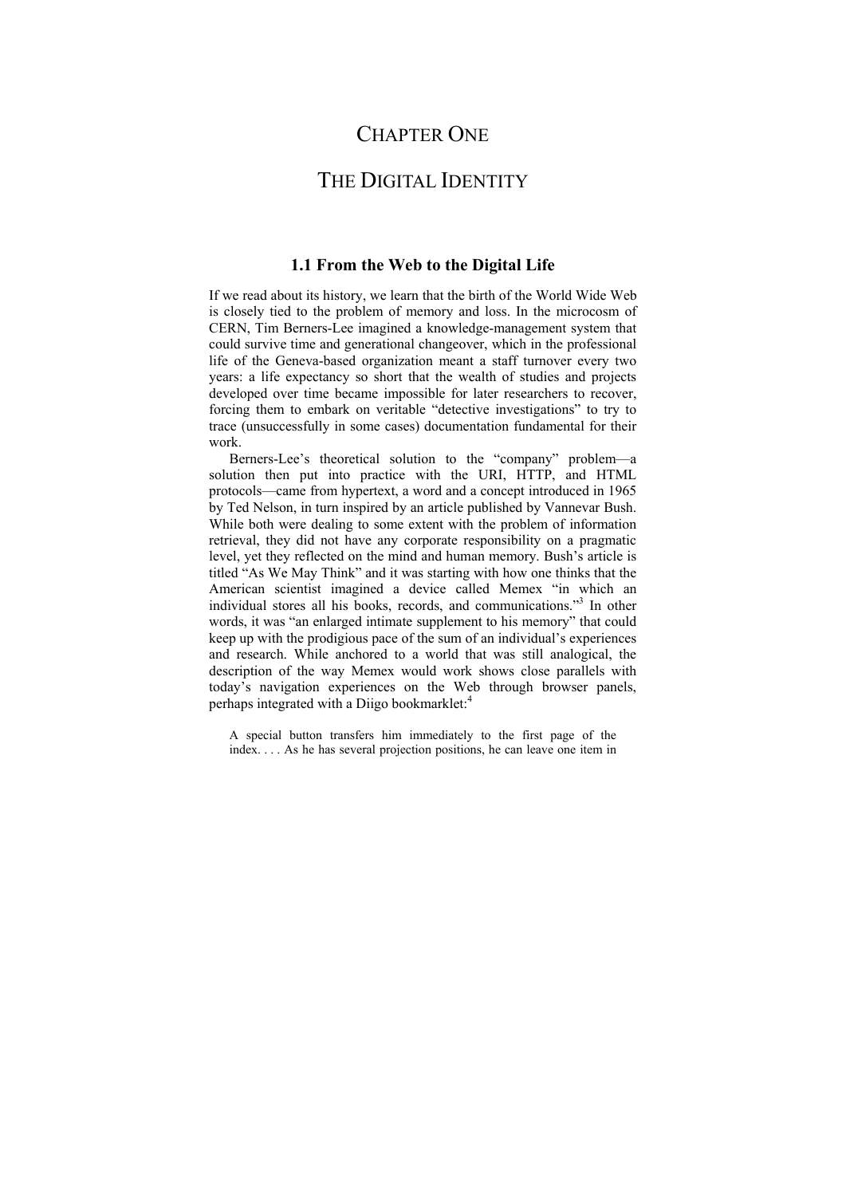# CHAPTER ONE

# THE DIGITAL IDENTITY

## 1.1 From the Web to the Digital Life

If we read about its history, we learn that the birth of the World Wide Web is closely tied to the problem of memory and loss. In the microcosm of CERN, Tim Berners-Lee imagined a knowledge-management system that could survive time and generational changeover, which in the professional life of the Geneva-based organization meant a staff turnover every two years: a life expectancy so short that the wealth of studies and projects developed over time became impossible for later researchers to recover, forcing them to embark on veritable "detective investigations" to try to trace (unsuccessfully in some cases) documentation fundamental for their work.

Berners-Lee's theoretical solution to the "company" problem—a solution then put into practice with the URI, HTTP, and HTML protocols—came from hypertext, a word and a concept introduced in 1965 by Ted Nelson, in turn inspired by an article published by Vannevar Bush. While both were dealing to some extent with the problem of information retrieval, they did not have any corporate responsibility on a pragmatic level, yet they reflected on the mind and human memory. Bush's article is titled "As We May Think" and it was starting with how one thinks that the American scientist imagined a device called Memex "in which an individual stores all his books, records, and communications."[3] In other words, it was "an enlarged intimate supplement to his memory" that could keep up with the prodigious pace of the sum of an individual's experiences and research. While anchored to a world that was still analogical, the description of the way Memex would work shows close parallels with today's navigation experiences on the Web through browser panels, perhaps integrated with a Diigo bookmarklet:[4]

> A special button transfers him immediately to the first page of the index. . . . As he has several projection positions, he can leave one item in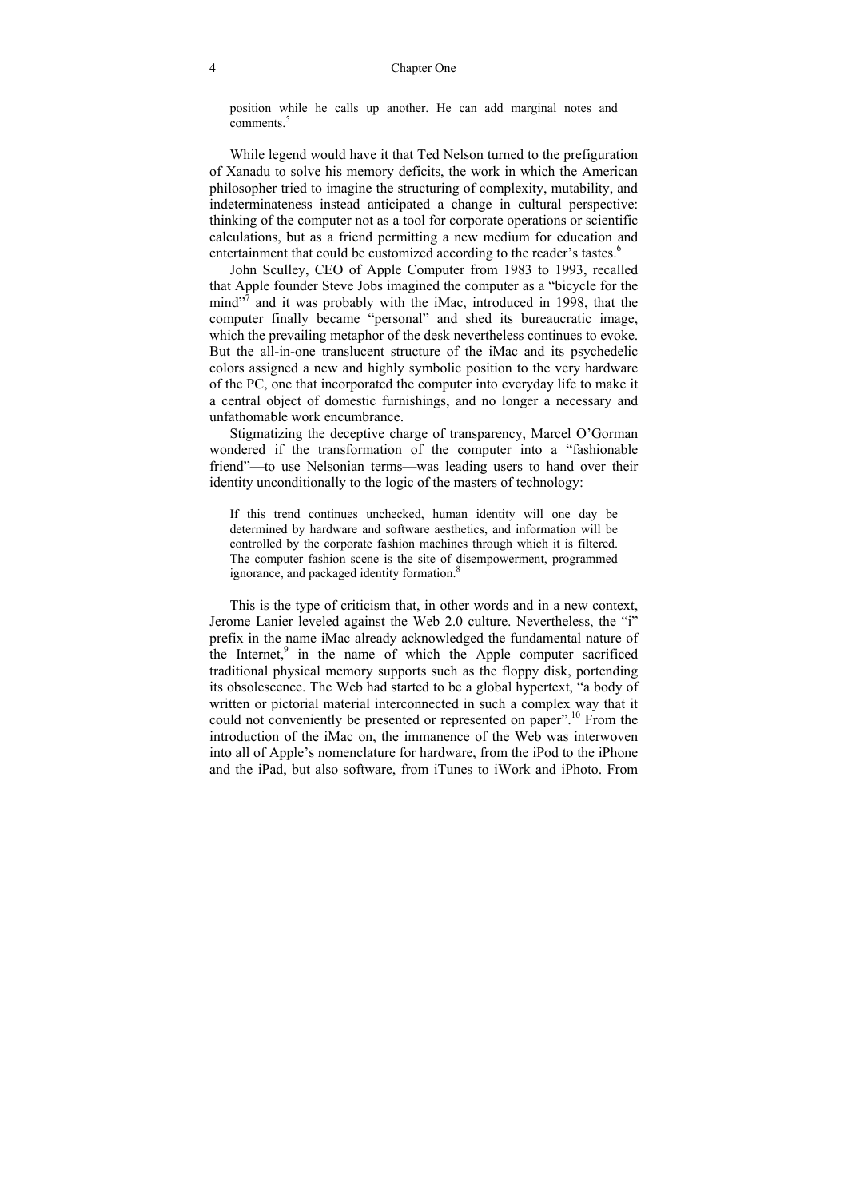> position while he calls up another. He can add marginal notes and comments.[5]

While legend would have it that Ted Nelson turned to the prefiguration of Xanadu to solve his memory deficits, the work in which the American philosopher tried to imagine the structuring of complexity, mutability, and indeterminateness instead anticipated a change in cultural perspective: thinking of the computer not as a tool for corporate operations or scientific calculations, but as a friend permitting a new medium for education and entertainment that could be customized according to the reader's tastes.[6]

John Sculley, CEO of Apple Computer from 1983 to 1993, recalled that Apple founder Steve Jobs imagined the computer as a "bicycle for the mind"[7] and it was probably with the iMac, introduced in 1998, that the computer finally became "personal" and shed its bureaucratic image, which the prevailing metaphor of the desk nevertheless continues to evoke. But the all-in-one translucent structure of the iMac and its psychedelic colors assigned a new and highly symbolic position to the very hardware of the PC, one that incorporated the computer into everyday life to make it a central object of domestic furnishings, and no longer a necessary and unfathomable work encumbrance.

Stigmatizing the deceptive charge of transparency, Marcel O'Gorman wondered if the transformation of the computer into a "fashionable friend"—to use Nelsonian terms—was leading users to hand over their identity unconditionally to the logic of the masters of technology:

> If this trend continues unchecked, human identity will one day be determined by hardware and software aesthetics, and information will be controlled by the corporate fashion machines through which it is filtered. The computer fashion scene is the site of disempowerment, programmed ignorance, and packaged identity formation.[8]

This is the type of criticism that, in other words and in a new context, Jerome Lanier leveled against the Web 2.0 culture. Nevertheless, the "i" prefix in the name iMac already acknowledged the fundamental nature of the Internet,[9] in the name of which the Apple computer sacrificed traditional physical memory supports such as the floppy disk, portending its obsolescence. The Web had started to be a global hypertext, "a body of written or pictorial material interconnected in such a complex way that it could not conveniently be presented or represented on paper".[10] From the introduction of the iMac on, the immanence of the Web was interwoven into all of Apple's nomenclature for hardware, from the iPod to the iPhone and the iPad, but also software, from iTunes to iWork and iPhoto. From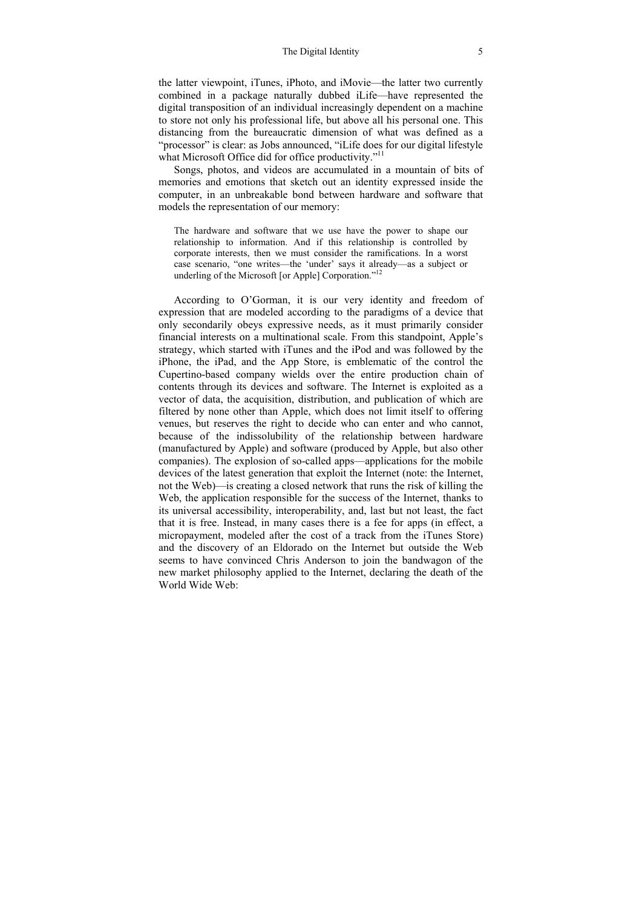the latter viewpoint, iTunes, iPhoto, and iMovie—the latter two currently combined in a package naturally dubbed iLife—have represented the digital transposition of an individual increasingly dependent on a machine to store not only his professional life, but above all his personal one. This distancing from the bureaucratic dimension of what was defined as a "processor" is clear: as Jobs announced, "iLife does for our digital lifestyle what Microsoft Office did for office productivity."[11]

Songs, photos, and videos are accumulated in a mountain of bits of memories and emotions that sketch out an identity expressed inside the computer, in an unbreakable bond between hardware and software that models the representation of our memory:

> The hardware and software that we use have the power to shape our relationship to information. And if this relationship is controlled by corporate interests, then we must consider the ramifications. In a worst case scenario, "one writes—the 'under' says it already—as a subject or underling of the Microsoft [or Apple] Corporation."[12]

According to O'Gorman, it is our very identity and freedom of expression that are modeled according to the paradigms of a device that only secondarily obeys expressive needs, as it must primarily consider financial interests on a multinational scale. From this standpoint, Apple's strategy, which started with iTunes and the iPod and was followed by the iPhone, the iPad, and the App Store, is emblematic of the control the Cupertino-based company wields over the entire production chain of contents through its devices and software. The Internet is exploited as a vector of data, the acquisition, distribution, and publication of which are filtered by none other than Apple, which does not limit itself to offering venues, but reserves the right to decide who can enter and who cannot, because of the indissolubility of the relationship between hardware (manufactured by Apple) and software (produced by Apple, but also other companies). The explosion of so-called apps—applications for the mobile devices of the latest generation that exploit the Internet (note: the Internet, not the Web)—is creating a closed network that runs the risk of killing the Web, the application responsible for the success of the Internet, thanks to its universal accessibility, interoperability, and, last but not least, the fact that it is free. Instead, in many cases there is a fee for apps (in effect, a micropayment, modeled after the cost of a track from the iTunes Store) and the discovery of an Eldorado on the Internet but outside the Web seems to have convinced Chris Anderson to join the bandwagon of the new market philosophy applied to the Internet, declaring the death of the World Wide Web: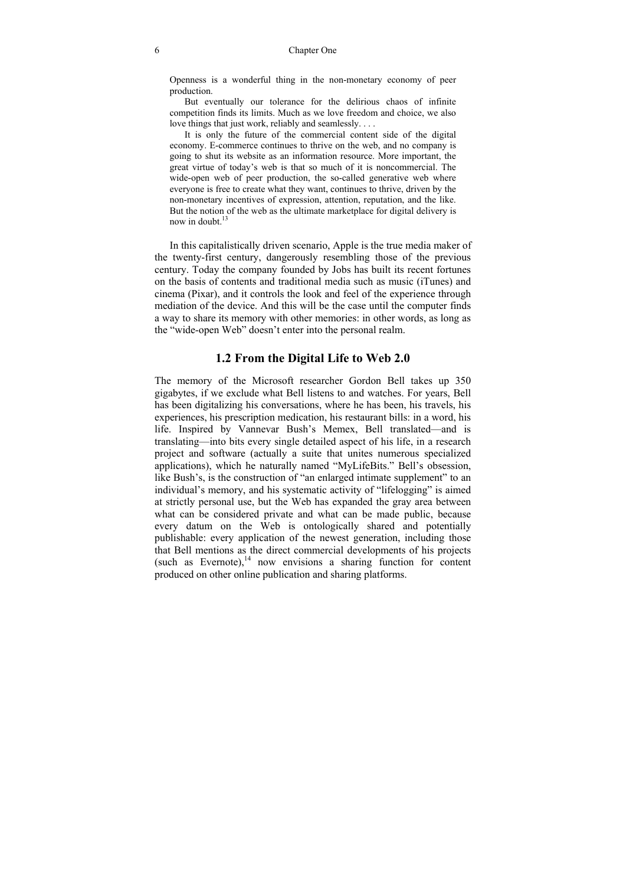> Openness is a wonderful thing in the non-monetary economy of peer production.
>
> But eventually our tolerance for the delirious chaos of infinite competition finds its limits. Much as we love freedom and choice, we also love things that just work, reliably and seamlessly. . . .
>
> It is only the future of the commercial content side of the digital economy. E-commerce continues to thrive on the web, and no company is going to shut its website as an information resource. More important, the great virtue of today's web is that so much of it is noncommercial. The wide-open web of peer production, the so-called generative web where everyone is free to create what they want, continues to thrive, driven by the non-monetary incentives of expression, attention, reputation, and the like. But the notion of the web as the ultimate marketplace for digital delivery is now in doubt.[13]

In this capitalistically driven scenario, Apple is the true media maker of the twenty-first century, dangerously resembling those of the previous century. Today the company founded by Jobs has built its recent fortunes on the basis of contents and traditional media such as music (iTunes) and cinema (Pixar), and it controls the look and feel of the experience through mediation of the device. And this will be the case until the computer finds a way to share its memory with other memories: in other words, as long as the "wide-open Web" doesn't enter into the personal realm.

## 1.2 From the Digital Life to Web 2.0

The memory of the Microsoft researcher Gordon Bell takes up 350 gigabytes, if we exclude what Bell listens to and watches. For years, Bell has been digitalizing his conversations, where he has been, his travels, his experiences, his prescription medication, his restaurant bills: in a word, his life. Inspired by Vannevar Bush's Memex, Bell translated—and is translating—into bits every single detailed aspect of his life, in a research project and software (actually a suite that unites numerous specialized applications), which he naturally named "MyLifeBits." Bell's obsession, like Bush's, is the construction of "an enlarged intimate supplement" to an individual's memory, and his systematic activity of "lifelogging" is aimed at strictly personal use, but the Web has expanded the gray area between what can be considered private and what can be made public, because every datum on the Web is ontologically shared and potentially publishable: every application of the newest generation, including those that Bell mentions as the direct commercial developments of his projects (such as Evernote),[14] now envisions a sharing function for content produced on other online publication and sharing platforms.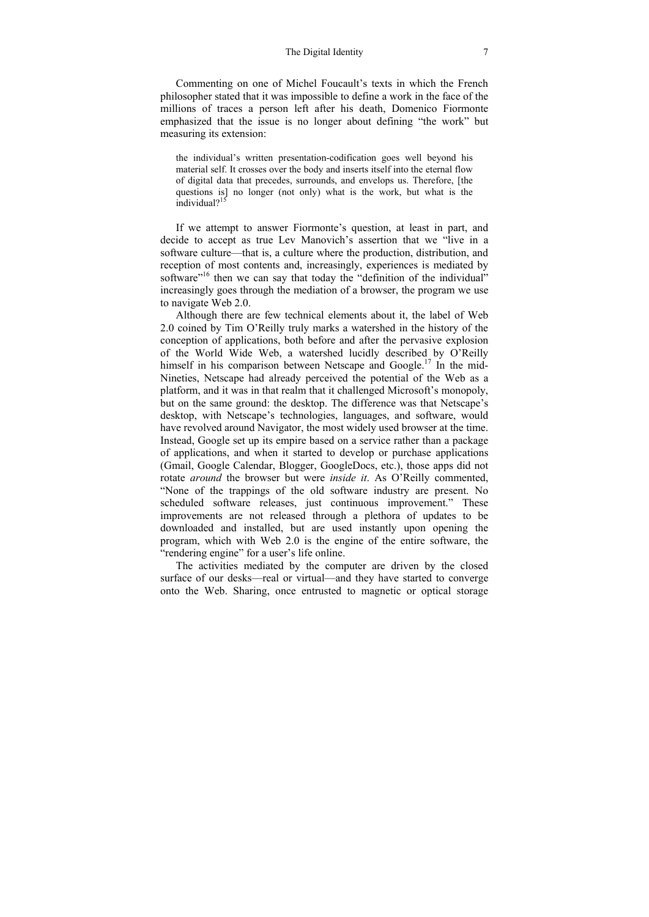Commenting on one of Michel Foucault's texts in which the French philosopher stated that it was impossible to define a work in the face of the millions of traces a person left after his death, Domenico Fiormonte emphasized that the issue is no longer about defining "the work" but measuring its extension:

> the individual's written presentation-codification goes well beyond his material self. It crosses over the body and inserts itself into the eternal flow of digital data that precedes, surrounds, and envelops us. Therefore, [the questions is] no longer (not only) what is the work, but what is the individual?[15]

If we attempt to answer Fiormonte's question, at least in part, and decide to accept as true Lev Manovich's assertion that we "live in a software culture—that is, a culture where the production, distribution, and reception of most contents and, increasingly, experiences is mediated by software"[16] then we can say that today the "definition of the individual" increasingly goes through the mediation of a browser, the program we use to navigate Web 2.0.

Although there are few technical elements about it, the label of Web 2.0 coined by Tim O'Reilly truly marks a watershed in the history of the conception of applications, both before and after the pervasive explosion of the World Wide Web, a watershed lucidly described by O'Reilly himself in his comparison between Netscape and Google.[17] In the mid-Nineties, Netscape had already perceived the potential of the Web as a platform, and it was in that realm that it challenged Microsoft's monopoly, but on the same ground: the desktop. The difference was that Netscape's desktop, with Netscape's technologies, languages, and software, would have revolved around Navigator, the most widely used browser at the time. Instead, Google set up its empire based on a service rather than a package of applications, and when it started to develop or purchase applications (Gmail, Google Calendar, Blogger, GoogleDocs, etc.), those apps did not rotate *around* the browser but were *inside it*. As O'Reilly commented, "None of the trappings of the old software industry are present. No scheduled software releases, just continuous improvement." These improvements are not released through a plethora of updates to be downloaded and installed, but are used instantly upon opening the program, which with Web 2.0 is the engine of the entire software, the "rendering engine" for a user's life online.

The activities mediated by the computer are driven by the closed surface of our desks—real or virtual—and they have started to converge onto the Web. Sharing, once entrusted to magnetic or optical storage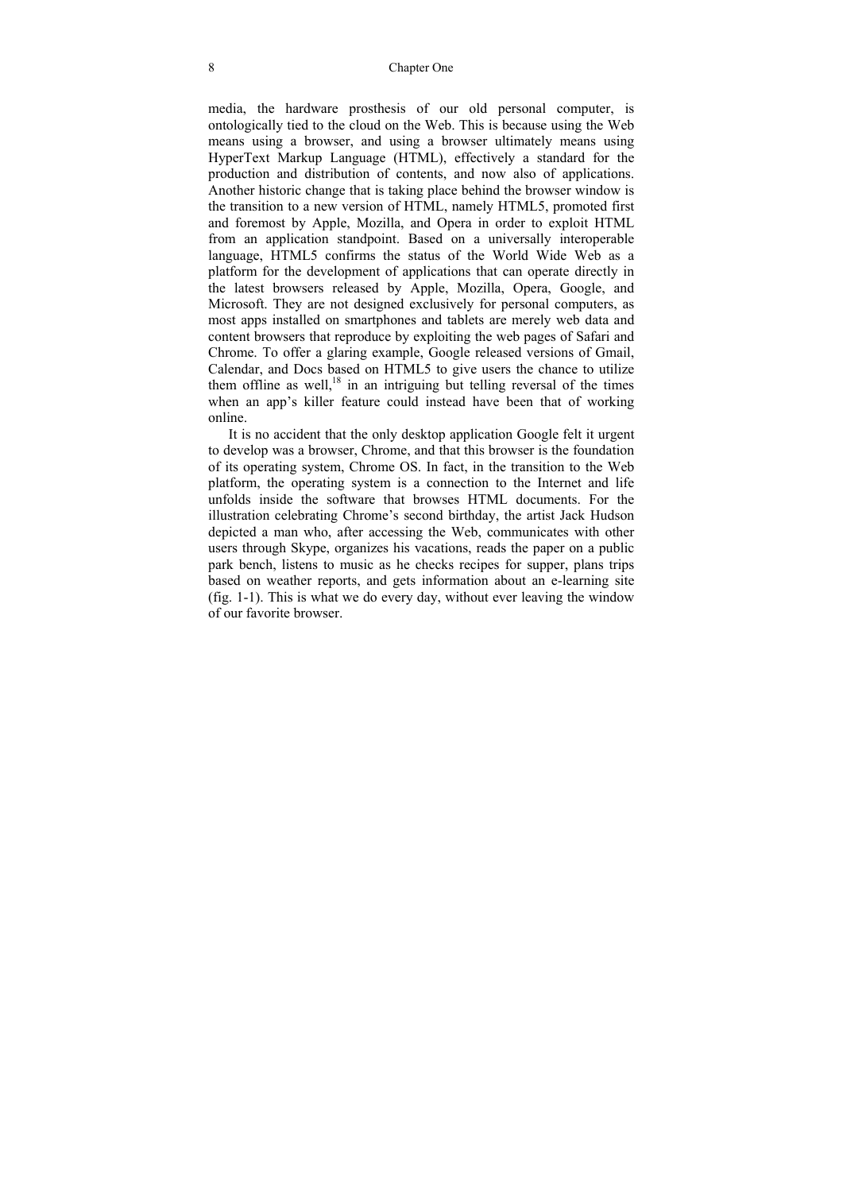media, the hardware prosthesis of our old personal computer, is ontologically tied to the cloud on the Web. This is because using the Web means using a browser, and using a browser ultimately means using HyperText Markup Language (HTML), effectively a standard for the production and distribution of contents, and now also of applications. Another historic change that is taking place behind the browser window is the transition to a new version of HTML, namely HTML5, promoted first and foremost by Apple, Mozilla, and Opera in order to exploit HTML from an application standpoint. Based on a universally interoperable language, HTML5 confirms the status of the World Wide Web as a platform for the development of applications that can operate directly in the latest browsers released by Apple, Mozilla, Opera, Google, and Microsoft. They are not designed exclusively for personal computers, as most apps installed on smartphones and tablets are merely web data and content browsers that reproduce by exploiting the web pages of Safari and Chrome. To offer a glaring example, Google released versions of Gmail, Calendar, and Docs based on HTML5 to give users the chance to utilize them offline as well,[18] in an intriguing but telling reversal of the times when an app's killer feature could instead have been that of working online.

It is no accident that the only desktop application Google felt it urgent to develop was a browser, Chrome, and that this browser is the foundation of its operating system, Chrome OS. In fact, in the transition to the Web platform, the operating system is a connection to the Internet and life unfolds inside the software that browses HTML documents. For the illustration celebrating Chrome's second birthday, the artist Jack Hudson depicted a man who, after accessing the Web, communicates with other users through Skype, organizes his vacations, reads the paper on a public park bench, listens to music as he checks recipes for supper, plans trips based on weather reports, and gets information about an e-learning site (fig. 1-1). This is what we do every day, without ever leaving the window of our favorite browser.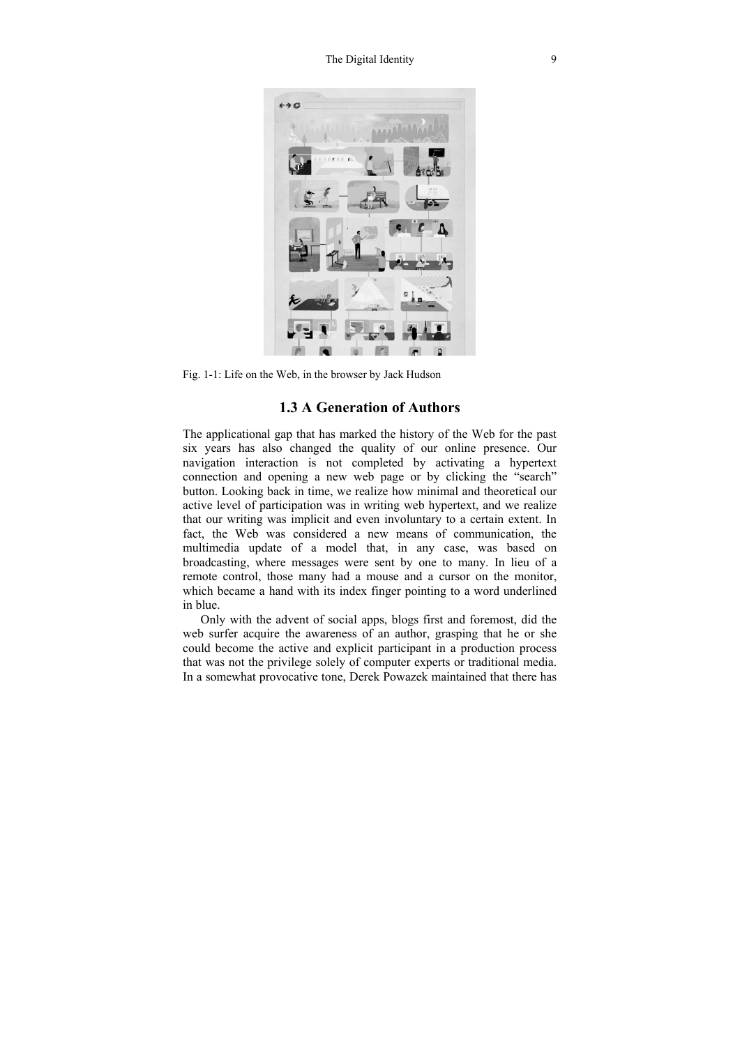Fig. 1-1: Life on the Web, in the browser by Jack Hudson

## 1.3 A Generation of Authors

The applicational gap that has marked the history of the Web for the past six years has also changed the quality of our online presence. Our navigation interaction is not completed by activating a hypertext connection and opening a new web page or by clicking the "search" button. Looking back in time, we realize how minimal and theoretical our active level of participation was in writing web hypertext, and we realize that our writing was implicit and even involuntary to a certain extent. In fact, the Web was considered a new means of communication, the multimedia update of a model that, in any case, was based on broadcasting, where messages were sent by one to many. In lieu of a remote control, those many had a mouse and a cursor on the monitor, which became a hand with its index finger pointing to a word underlined in blue.

Only with the advent of social apps, blogs first and foremost, did the web surfer acquire the awareness of an author, grasping that he or she could become the active and explicit participant in a production process that was not the privilege solely of computer experts or traditional media. In a somewhat provocative tone, Derek Powazek maintained that there has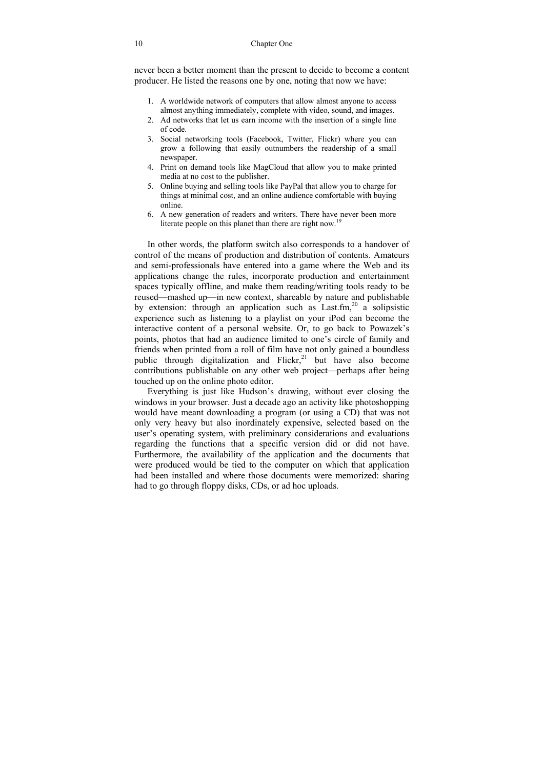never been a better moment than the present to decide to become a content producer. He listed the reasons one by one, noting that now we have:

1. A worldwide network of computers that allow almost anyone to access almost anything immediately, complete with video, sound, and images.
2. Ad networks that let us earn income with the insertion of a single line of code.
3. Social networking tools (Facebook, Twitter, Flickr) where you can grow a following that easily outnumbers the readership of a small newspaper.
4. Print on demand tools like MagCloud that allow you to make printed media at no cost to the publisher.
5. Online buying and selling tools like PayPal that allow you to charge for things at minimal cost, and an online audience comfortable with buying online.
6. A new generation of readers and writers. There have never been more literate people on this planet than there are right now.[19]

In other words, the platform switch also corresponds to a handover of control of the means of production and distribution of contents. Amateurs and semi-professionals have entered into a game where the Web and its applications change the rules, incorporate production and entertainment spaces typically offline, and make them reading/writing tools ready to be reused—mashed up—in new context, shareable by nature and publishable by extension: through an application such as Last.fm,[20] a solipsistic experience such as listening to a playlist on your iPod can become the interactive content of a personal website. Or, to go back to Powazek's points, photos that had an audience limited to one's circle of family and friends when printed from a roll of film have not only gained a boundless public through digitalization and Flickr,[21] but have also become contributions publishable on any other web project—perhaps after being touched up on the online photo editor.

Everything is just like Hudson's drawing, without ever closing the windows in your browser. Just a decade ago an activity like photoshopping would have meant downloading a program (or using a CD) that was not only very heavy but also inordinately expensive, selected based on the user's operating system, with preliminary considerations and evaluations regarding the functions that a specific version did or did not have. Furthermore, the availability of the application and the documents that were produced would be tied to the computer on which that application had been installed and where those documents were memorized: sharing had to go through floppy disks, CDs, or ad hoc uploads.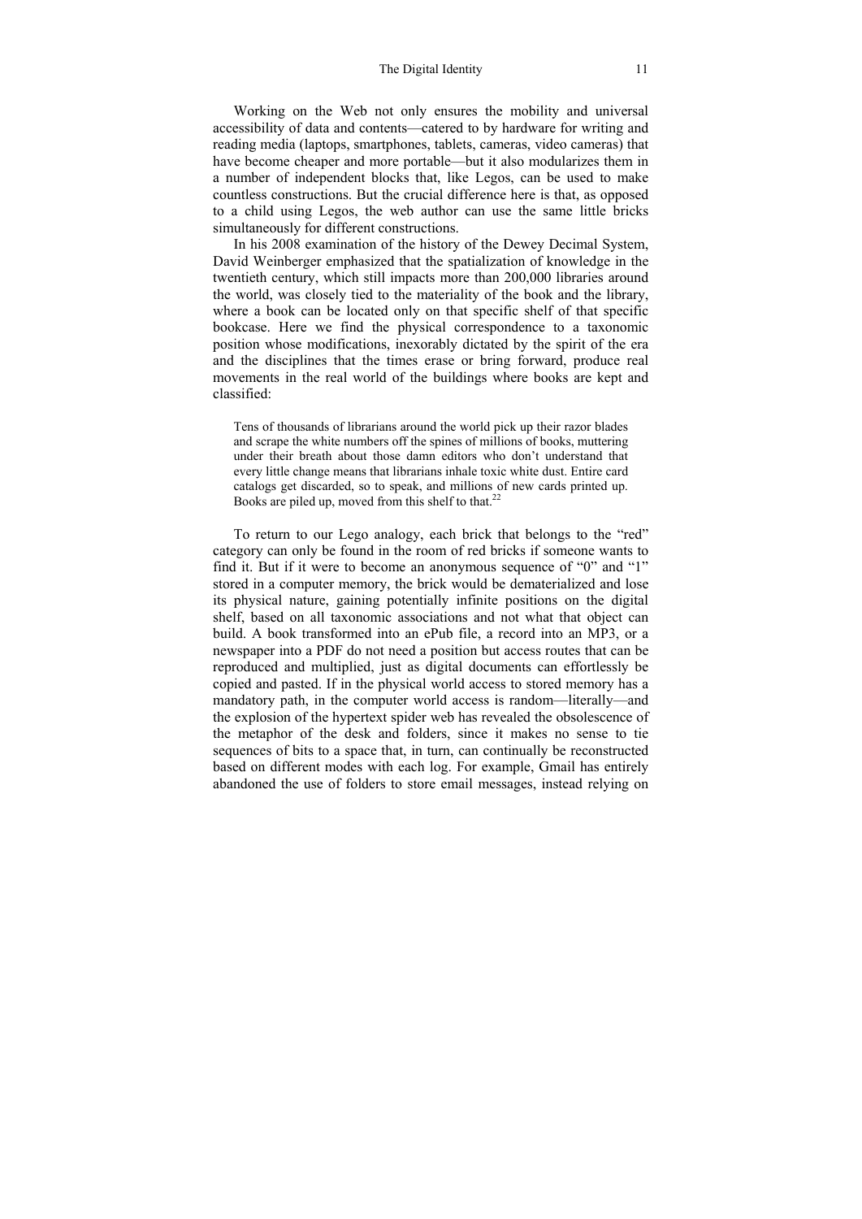Working on the Web not only ensures the mobility and universal accessibility of data and contents—catered to by hardware for writing and reading media (laptops, smartphones, tablets, cameras, video cameras) that have become cheaper and more portable—but it also modularizes them in a number of independent blocks that, like Legos, can be used to make countless constructions. But the crucial difference here is that, as opposed to a child using Legos, the web author can use the same little bricks simultaneously for different constructions.

In his 2008 examination of the history of the Dewey Decimal System, David Weinberger emphasized that the spatialization of knowledge in the twentieth century, which still impacts more than 200,000 libraries around the world, was closely tied to the materiality of the book and the library, where a book can be located only on that specific shelf of that specific bookcase. Here we find the physical correspondence to a taxonomic position whose modifications, inexorably dictated by the spirit of the era and the disciplines that the times erase or bring forward, produce real movements in the real world of the buildings where books are kept and classified:

> Tens of thousands of librarians around the world pick up their razor blades and scrape the white numbers off the spines of millions of books, muttering under their breath about those damn editors who don't understand that every little change means that librarians inhale toxic white dust. Entire card catalogs get discarded, so to speak, and millions of new cards printed up. Books are piled up, moved from this shelf to that.[22]

To return to our Lego analogy, each brick that belongs to the "red" category can only be found in the room of red bricks if someone wants to find it. But if it were to become an anonymous sequence of "0" and "1" stored in a computer memory, the brick would be dematerialized and lose its physical nature, gaining potentially infinite positions on the digital shelf, based on all taxonomic associations and not what that object can build. A book transformed into an ePub file, a record into an MP3, or a newspaper into a PDF do not need a position but access routes that can be reproduced and multiplied, just as digital documents can effortlessly be copied and pasted. If in the physical world access to stored memory has a mandatory path, in the computer world access is random—literally—and the explosion of the hypertext spider web has revealed the obsolescence of the metaphor of the desk and folders, since it makes no sense to tie sequences of bits to a space that, in turn, can continually be reconstructed based on different modes with each log. For example, Gmail has entirely abandoned the use of folders to store email messages, instead relying on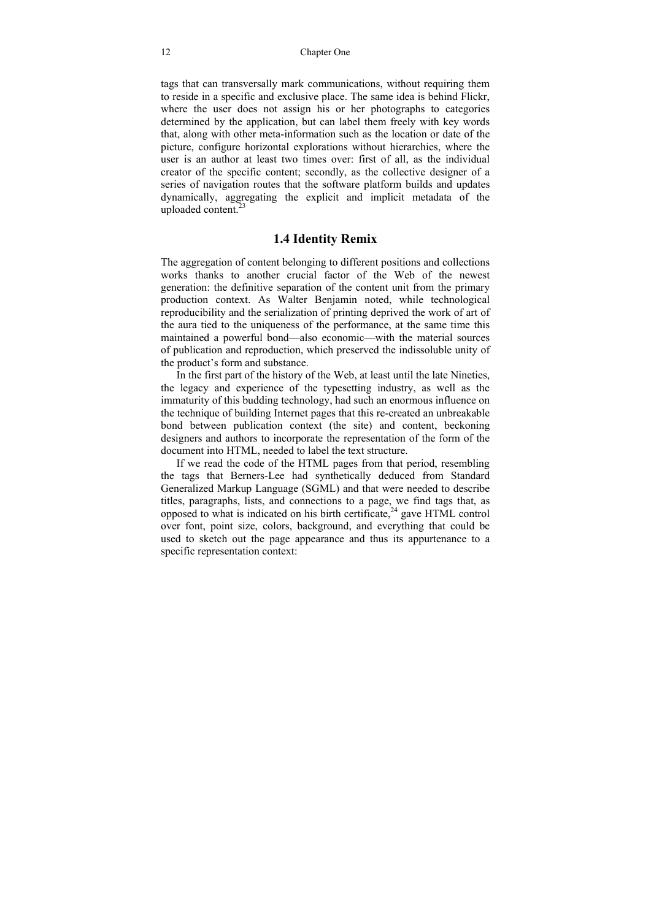tags that can transversally mark communications, without requiring them to reside in a specific and exclusive place. The same idea is behind Flickr, where the user does not assign his or her photographs to categories determined by the application, but can label them freely with key words that, along with other meta-information such as the location or date of the picture, configure horizontal explorations without hierarchies, where the user is an author at least two times over: first of all, as the individual creator of the specific content; secondly, as the collective designer of a series of navigation routes that the software platform builds and updates dynamically, aggregating the explicit and implicit metadata of the uploaded content.[23]

## 1.4 Identity Remix

The aggregation of content belonging to different positions and collections works thanks to another crucial factor of the Web of the newest generation: the definitive separation of the content unit from the primary production context. As Walter Benjamin noted, while technological reproducibility and the serialization of printing deprived the work of art of the aura tied to the uniqueness of the performance, at the same time this maintained a powerful bond—also economic—with the material sources of publication and reproduction, which preserved the indissoluble unity of the product's form and substance.

In the first part of the history of the Web, at least until the late Nineties, the legacy and experience of the typesetting industry, as well as the immaturity of this budding technology, had such an enormous influence on the technique of building Internet pages that this re-created an unbreakable bond between publication context (the site) and content, beckoning designers and authors to incorporate the representation of the form of the document into HTML, needed to label the text structure.

If we read the code of the HTML pages from that period, resembling the tags that Berners-Lee had synthetically deduced from Standard Generalized Markup Language (SGML) and that were needed to describe titles, paragraphs, lists, and connections to a page, we find tags that, as opposed to what is indicated on his birth certificate,[24] gave HTML control over font, point size, colors, background, and everything that could be used to sketch out the page appearance and thus its appurtenance to a specific representation context: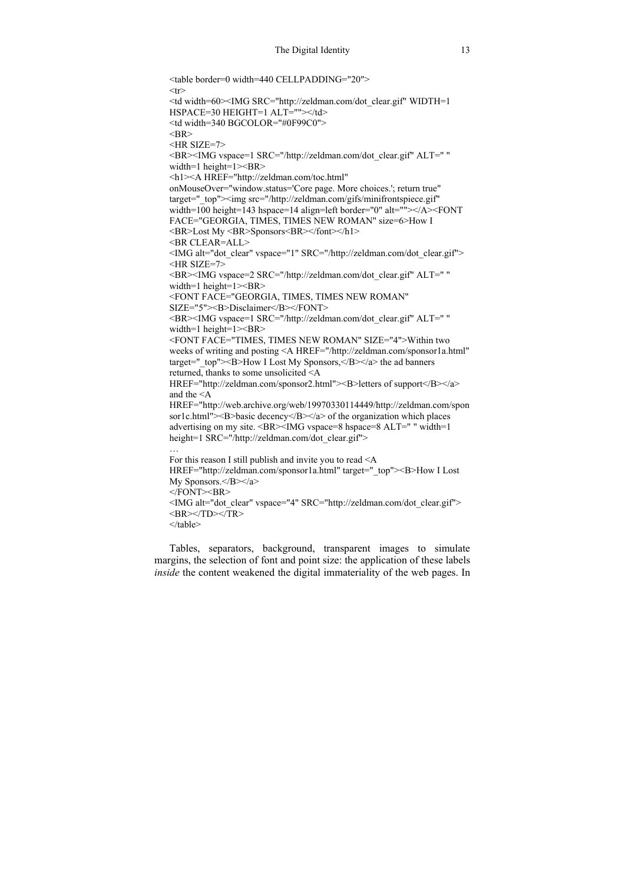```
<table border=0 width=440 CELLPADDING="20">
<tr>
<td width=60><IMG SRC="http://zeldman.com/dot_clear.gif" WIDTH=1
HSPACE=30 HEIGHT=1 ALT=""></td>
<td width=340 BGCOLOR="#0F99C0">
<BR>
<HR SIZE=7>
<BR><IMG vspace=1 SRC="/http://zeldman.com/dot_clear.gif" ALT=" "
width=1 height=1><BR>
<h1><A HREF="http://zeldman.com/toc.html"
onMouseOver="window.status='Core page. More choices.'; return true"
target="_top"><img src="/http://zeldman.com/gifs/minifrontspiece.gif"
width=100 height=143 hspace=14 align=left border="0" alt=""></A><FONT
FACE="GEORGIA, TIMES, TIMES NEW ROMAN" size=6>How I
<BR>Lost My <BR>Sponsors<BR></font></h1>
<BR CLEAR=ALL>
<IMG alt="dot_clear" vspace="1" SRC="/http://zeldman.com/dot_clear.gif">
<HR SIZE=7>
<BR><IMG vspace=2 SRC="/http://zeldman.com/dot_clear.gif" ALT=" "
width=1 height=1><BR>
<FONT FACE="GEORGIA, TIMES, TIMES NEW ROMAN"
SIZE="5"><B>Disclaimer</B></FONT>
<BR><IMG vspace=1 SRC="/http://zeldman.com/dot_clear.gif" ALT=" "
width=1 height=1><BR>
<FONT FACE="TIMES, TIMES NEW ROMAN" SIZE="4">Within two
weeks of writing and posting <A HREF="/http://zeldman.com/sponsor1a.html"
target="_top"><B>How I Lost My Sponsors,</B></a> the ad banners
returned, thanks to some unsolicited <A
HREF="http://zeldman.com/sponsor2.html"><B>letters of support</B></a>
and the <A
HREF="http://web.archive.org/web/19970330114449/http://zeldman.com/spon
sor1c.html"><B>basic decency</B></a> of the organization which places
advertising on my site. <BR><IMG vspace=8 hspace=8 ALT=" " width=1
height=1 SRC="/http://zeldman.com/dot_clear.gif">
…
For this reason I still publish and invite you to read <A
HREF="http://zeldman.com/sponsor1a.html" target="_top"><B>How I Lost
My Sponsors.</B></a>
</FONT><BR>
<IMG alt="dot_clear" vspace="4" SRC="http://zeldman.com/dot_clear.gif">
<BR></TD></TR>
</table>
```

Tables, separators, background, transparent images to simulate margins, the selection of font and point size: the application of these labels *inside* the content weakened the digital immateriality of the web pages. In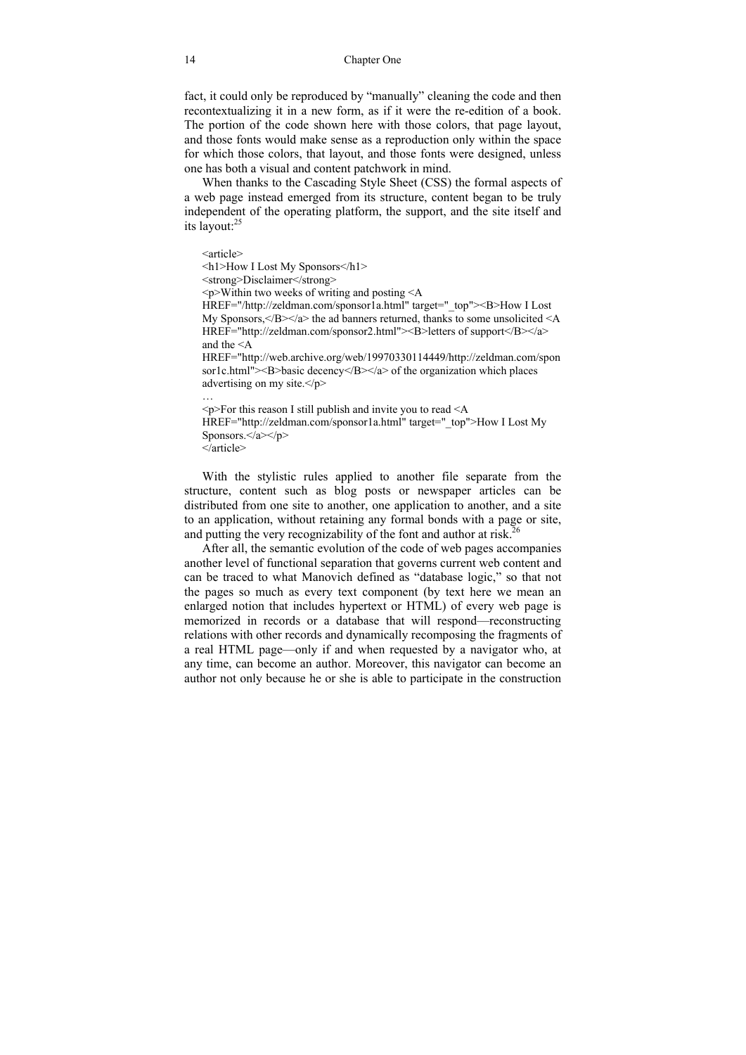fact, it could only be reproduced by "manually" cleaning the code and then recontextualizing it in a new form, as if it were the re-edition of a book. The portion of the code shown here with those colors, that page layout, and those fonts would make sense as a reproduction only within the space for which those colors, that layout, and those fonts were designed, unless one has both a visual and content patchwork in mind.

When thanks to the Cascading Style Sheet (CSS) the formal aspects of a web page instead emerged from its structure, content began to be truly independent of the operating platform, the support, and the site itself and its layout:[25]

```
<article>
<h1>How I Lost My Sponsors</h1>
<strong>Disclaimer</strong>
<p>Within two weeks of writing and posting <A
HREF="/http://zeldman.com/sponsor1a.html" target="_top"><B>How I Lost
My Sponsors,</B></a> the ad banners returned, thanks to some unsolicited <A
HREF="http://zeldman.com/sponsor2.html"><B>letters of support</B></a>
and the <A
HREF="http://web.archive.org/web/19970330114449/http://zeldman.com/spon
sor1c.html"><B>basic decency</B></a> of the organization which places
advertising on my site.</p>
…
<p>For this reason I still publish and invite you to read <A
HREF="http://zeldman.com/sponsor1a.html" target="_top">How I Lost My
Sponsors.</a></p>
</article>
```

With the stylistic rules applied to another file separate from the structure, content such as blog posts or newspaper articles can be distributed from one site to another, one application to another, and a site to an application, without retaining any formal bonds with a page or site, and putting the very recognizability of the font and author at risk.[26]

After all, the semantic evolution of the code of web pages accompanies another level of functional separation that governs current web content and can be traced to what Manovich defined as "database logic," so that not the pages so much as every text component (by text here we mean an enlarged notion that includes hypertext or HTML) of every web page is memorized in records or a database that will respond—reconstructing relations with other records and dynamically recomposing the fragments of a real HTML page—only if and when requested by a navigator who, at any time, can become an author. Moreover, this navigator can become an author not only because he or she is able to participate in the construction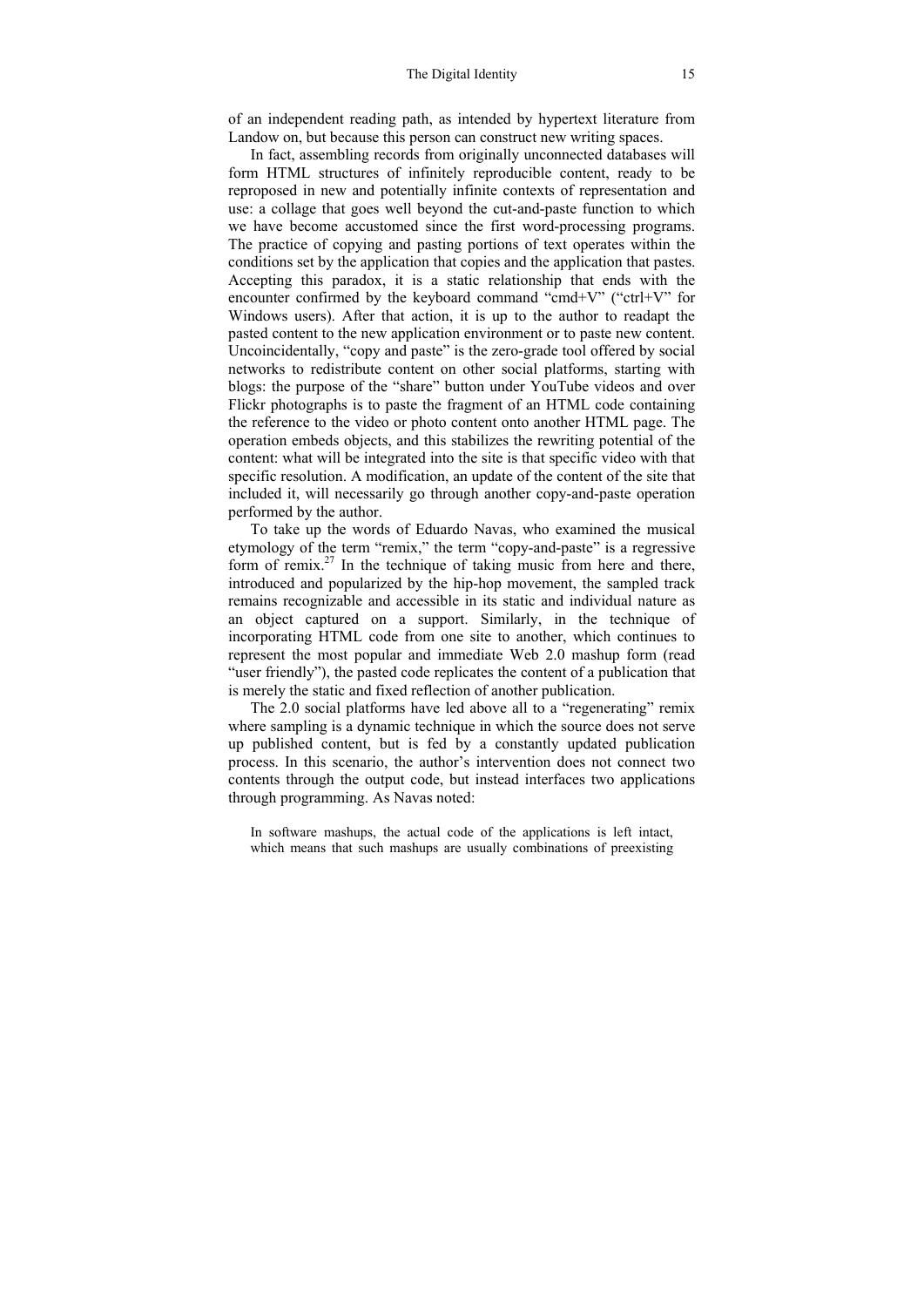of an independent reading path, as intended by hypertext literature from Landow on, but because this person can construct new writing spaces.

In fact, assembling records from originally unconnected databases will form HTML structures of infinitely reproducible content, ready to be reproposed in new and potentially infinite contexts of representation and use: a collage that goes well beyond the cut-and-paste function to which we have become accustomed since the first word-processing programs. The practice of copying and pasting portions of text operates within the conditions set by the application that copies and the application that pastes. Accepting this paradox, it is a static relationship that ends with the encounter confirmed by the keyboard command "cmd+V" ("ctrl+V" for Windows users). After that action, it is up to the author to readapt the pasted content to the new application environment or to paste new content. Uncoincidentally, "copy and paste" is the zero-grade tool offered by social networks to redistribute content on other social platforms, starting with blogs: the purpose of the "share" button under YouTube videos and over Flickr photographs is to paste the fragment of an HTML code containing the reference to the video or photo content onto another HTML page. The operation embeds objects, and this stabilizes the rewriting potential of the content: what will be integrated into the site is that specific video with that specific resolution. A modification, an update of the content of the site that included it, will necessarily go through another copy-and-paste operation performed by the author.

To take up the words of Eduardo Navas, who examined the musical etymology of the term "remix," the term "copy-and-paste" is a regressive form of remix.[27] In the technique of taking music from here and there, introduced and popularized by the hip-hop movement, the sampled track remains recognizable and accessible in its static and individual nature as an object captured on a support. Similarly, in the technique of incorporating HTML code from one site to another, which continues to represent the most popular and immediate Web 2.0 mashup form (read "user friendly"), the pasted code replicates the content of a publication that is merely the static and fixed reflection of another publication.

The 2.0 social platforms have led above all to a "regenerating" remix where sampling is a dynamic technique in which the source does not serve up published content, but is fed by a constantly updated publication process. In this scenario, the author's intervention does not connect two contents through the output code, but instead interfaces two applications through programming. As Navas noted:

> In software mashups, the actual code of the applications is left intact, which means that such mashups are usually combinations of preexisting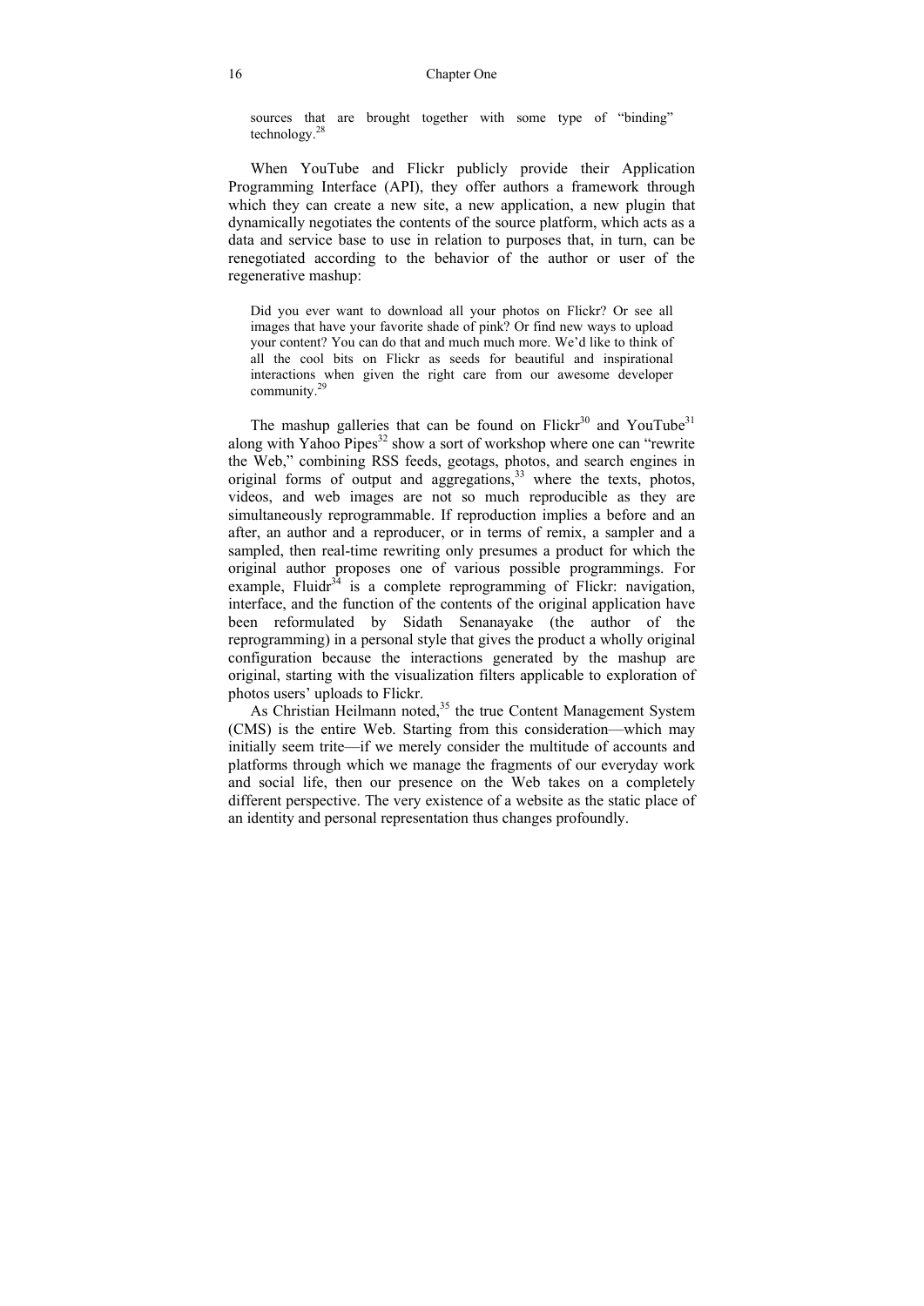> sources that are brought together with some type of "binding" technology.[28]

When YouTube and Flickr publicly provide their Application Programming Interface (API), they offer authors a framework through which they can create a new site, a new application, a new plugin that dynamically negotiates the contents of the source platform, which acts as a data and service base to use in relation to purposes that, in turn, can be renegotiated according to the behavior of the author or user of the regenerative mashup:

> Did you ever want to download all your photos on Flickr? Or see all images that have your favorite shade of pink? Or find new ways to upload your content? You can do that and much much more. We'd like to think of all the cool bits on Flickr as seeds for beautiful and inspirational interactions when given the right care from our awesome developer community.[29]

The mashup galleries that can be found on Flickr[30] and YouTube[31] along with Yahoo Pipes[32] show a sort of workshop where one can "rewrite the Web," combining RSS feeds, geotags, photos, and search engines in original forms of output and aggregations,[33] where the texts, photos, videos, and web images are not so much reproducible as they are simultaneously reprogrammable. If reproduction implies a before and an after, an author and a reproducer, or in terms of remix, a sampler and a sampled, then real-time rewriting only presumes a product for which the original author proposes one of various possible programmings. For example, Fluidr[34] is a complete reprogramming of Flickr: navigation, interface, and the function of the contents of the original application have been reformulated by Sidath Senanayake (the author of the reprogramming) in a personal style that gives the product a wholly original configuration because the interactions generated by the mashup are original, starting with the visualization filters applicable to exploration of photos users' uploads to Flickr.

As Christian Heilmann noted,[35] the true Content Management System (CMS) is the entire Web. Starting from this consideration—which may initially seem trite—if we merely consider the multitude of accounts and platforms through which we manage the fragments of our everyday work and social life, then our presence on the Web takes on a completely different perspective. The very existence of a website as the static place of an identity and personal representation thus changes profoundly.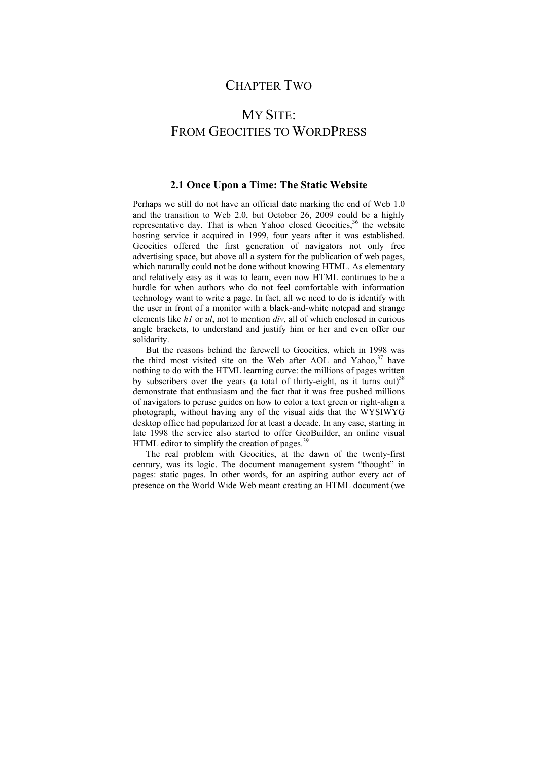# CHAPTER TWO

# MY SITE: FROM GEOCITIES TO WORDPRESS

## 2.1 Once Upon a Time: The Static Website

Perhaps we still do not have an official date marking the end of Web 1.0 and the transition to Web 2.0, but October 26, 2009 could be a highly representative day. That is when Yahoo closed Geocities,[36] the website hosting service it acquired in 1999, four years after it was established. Geocities offered the first generation of navigators not only free advertising space, but above all a system for the publication of web pages, which naturally could not be done without knowing HTML. As elementary and relatively easy as it was to learn, even now HTML continues to be a hurdle for when authors who do not feel comfortable with information technology want to write a page. In fact, all we need to do is identify with the user in front of a monitor with a black-and-white notepad and strange elements like *h1* or *ul*, not to mention *div*, all of which enclosed in curious angle brackets, to understand and justify him or her and even offer our solidarity.

But the reasons behind the farewell to Geocities, which in 1998 was the third most visited site on the Web after AOL and Yahoo,[37] have nothing to do with the HTML learning curve: the millions of pages written by subscribers over the years (a total of thirty-eight, as it turns out)[38] demonstrate that enthusiasm and the fact that it was free pushed millions of navigators to peruse guides on how to color a text green or right-align a photograph, without having any of the visual aids that the WYSIWYG desktop office had popularized for at least a decade. In any case, starting in late 1998 the service also started to offer GeoBuilder, an online visual HTML editor to simplify the creation of pages.[39]

The real problem with Geocities, at the dawn of the twenty-first century, was its logic. The document management system "thought" in pages: static pages. In other words, for an aspiring author every act of presence on the World Wide Web meant creating an HTML document (we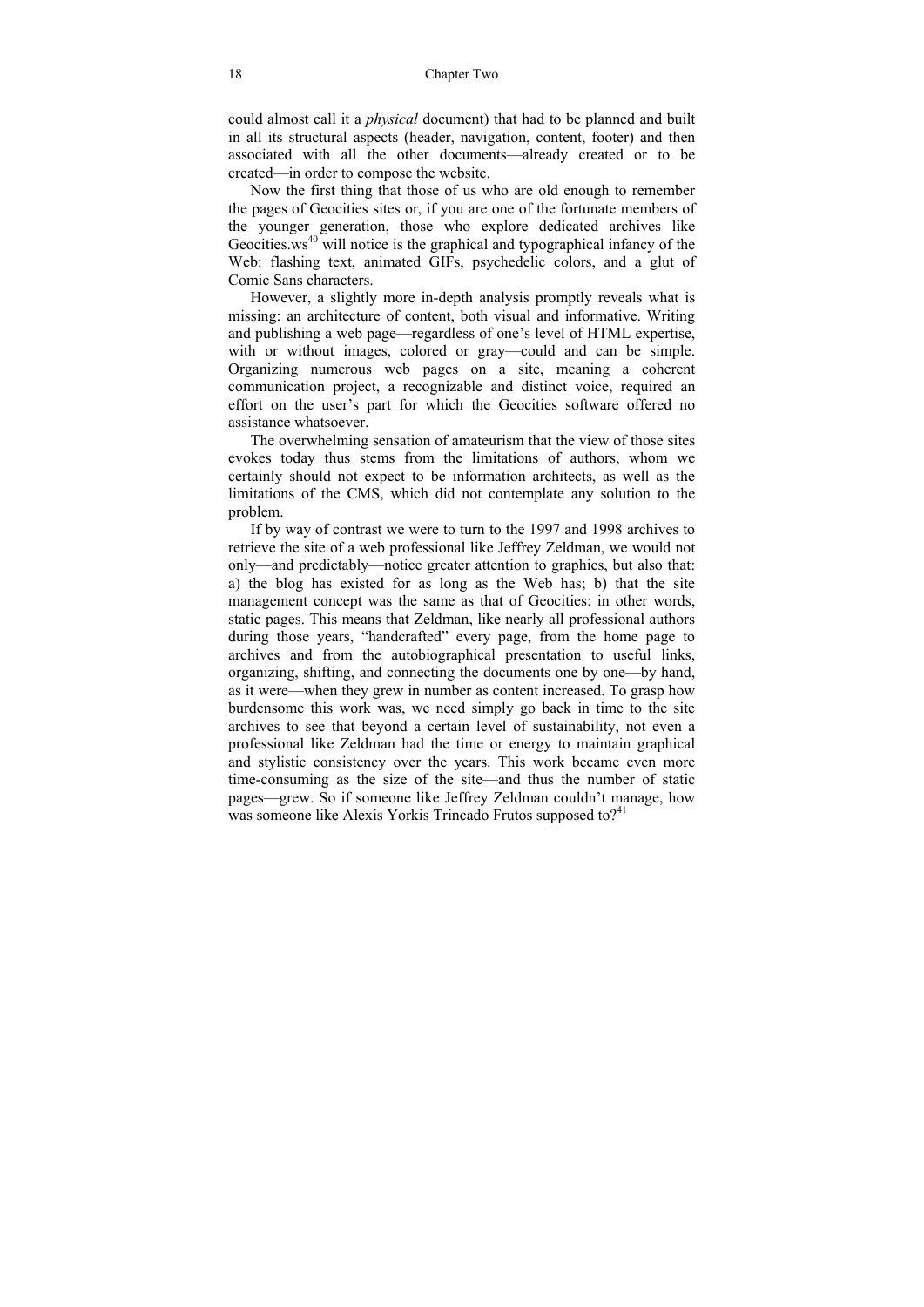could almost call it a *physical* document) that had to be planned and built in all its structural aspects (header, navigation, content, footer) and then associated with all the other documents—already created or to be created—in order to compose the website.

Now the first thing that those of us who are old enough to remember the pages of Geocities sites or, if you are one of the fortunate members of the younger generation, those who explore dedicated archives like Geocities.ws[40] will notice is the graphical and typographical infancy of the Web: flashing text, animated GIFs, psychedelic colors, and a glut of Comic Sans characters.

However, a slightly more in-depth analysis promptly reveals what is missing: an architecture of content, both visual and informative. Writing and publishing a web page—regardless of one's level of HTML expertise, with or without images, colored or gray—could and can be simple. Organizing numerous web pages on a site, meaning a coherent communication project, a recognizable and distinct voice, required an effort on the user's part for which the Geocities software offered no assistance whatsoever.

The overwhelming sensation of amateurism that the view of those sites evokes today thus stems from the limitations of authors, whom we certainly should not expect to be information architects, as well as the limitations of the CMS, which did not contemplate any solution to the problem.

If by way of contrast we were to turn to the 1997 and 1998 archives to retrieve the site of a web professional like Jeffrey Zeldman, we would not only—and predictably—notice greater attention to graphics, but also that: a) the blog has existed for as long as the Web has; b) that the site management concept was the same as that of Geocities: in other words, static pages. This means that Zeldman, like nearly all professional authors during those years, "handcrafted" every page, from the home page to archives and from the autobiographical presentation to useful links, organizing, shifting, and connecting the documents one by one—by hand, as it were—when they grew in number as content increased. To grasp how burdensome this work was, we need simply go back in time to the site archives to see that beyond a certain level of sustainability, not even a professional like Zeldman had the time or energy to maintain graphical and stylistic consistency over the years. This work became even more time-consuming as the size of the site—and thus the number of static pages—grew. So if someone like Jeffrey Zeldman couldn't manage, how was someone like Alexis Yorkis Trincado Frutos supposed to?[41]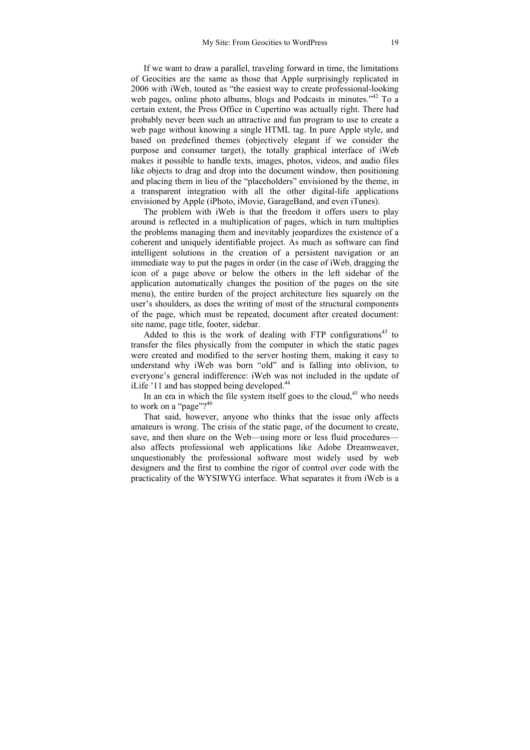If we want to draw a parallel, traveling forward in time, the limitations of Geocities are the same as those that Apple surprisingly replicated in 2006 with iWeb, touted as "the easiest way to create professional-looking web pages, online photo albums, blogs and Podcasts in minutes."[42] To a certain extent, the Press Office in Cupertino was actually right. There had probably never been such an attractive and fun program to use to create a web page without knowing a single HTML tag. In pure Apple style, and based on predefined themes (objectively elegant if we consider the purpose and consumer target), the totally graphical interface of iWeb makes it possible to handle texts, images, photos, videos, and audio files like objects to drag and drop into the document window, then positioning and placing them in lieu of the "placeholders" envisioned by the theme, in a transparent integration with all the other digital-life applications envisioned by Apple (iPhoto, iMovie, GarageBand, and even iTunes).

The problem with iWeb is that the freedom it offers users to play around is reflected in a multiplication of pages, which in turn multiplies the problems managing them and inevitably jeopardizes the existence of a coherent and uniquely identifiable project. As much as software can find intelligent solutions in the creation of a persistent navigation or an immediate way to put the pages in order (in the case of iWeb, dragging the icon of a page above or below the others in the left sidebar of the application automatically changes the position of the pages on the site menu), the entire burden of the project architecture lies squarely on the user's shoulders, as does the writing of most of the structural components of the page, which must be repeated, document after created document: site name, page title, footer, sidebar.

Added to this is the work of dealing with FTP configurations[43] to transfer the files physically from the computer in which the static pages were created and modified to the server hosting them, making it easy to understand why iWeb was born "old" and is falling into oblivion, to everyone's general indifference: iWeb was not included in the update of iLife '11 and has stopped being developed.[44]

In an era in which the file system itself goes to the cloud,[45] who needs to work on a "page"?[46]

That said, however, anyone who thinks that the issue only affects amateurs is wrong. The crisis of the static page, of the document to create, save, and then share on the Web—using more or less fluid procedures—also affects professional web applications like Adobe Dreamweaver, unquestionably the professional software most widely used by web designers and the first to combine the rigor of control over code with the practicality of the WYSIWYG interface. What separates it from iWeb is a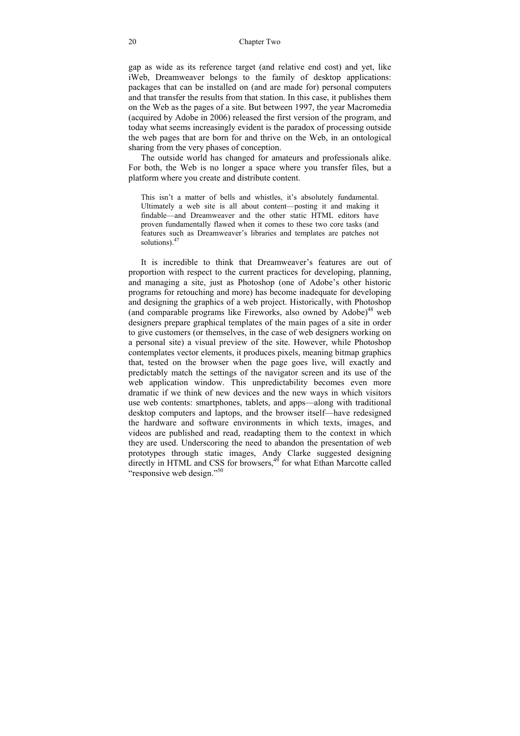gap as wide as its reference target (and relative end cost) and yet, like iWeb, Dreamweaver belongs to the family of desktop applications: packages that can be installed on (and are made for) personal computers and that transfer the results from that station. In this case, it publishes them on the Web as the pages of a site. But between 1997, the year Macromedia (acquired by Adobe in 2006) released the first version of the program, and today what seems increasingly evident is the paradox of processing outside the web pages that are born for and thrive on the Web, in an ontological sharing from the very phases of conception.

The outside world has changed for amateurs and professionals alike. For both, the Web is no longer a space where you transfer files, but a platform where you create and distribute content.

> This isn't a matter of bells and whistles, it's absolutely fundamental. Ultimately a web site is all about content—posting it and making it findable—and Dreamweaver and the other static HTML editors have proven fundamentally flawed when it comes to these two core tasks (and features such as Dreamweaver's libraries and templates are patches not solutions).[47]

It is incredible to think that Dreamweaver's features are out of proportion with respect to the current practices for developing, planning, and managing a site, just as Photoshop (one of Adobe's other historic programs for retouching and more) has become inadequate for developing and designing the graphics of a web project. Historically, with Photoshop (and comparable programs like Fireworks, also owned by Adobe)[48] web designers prepare graphical templates of the main pages of a site in order to give customers (or themselves, in the case of web designers working on a personal site) a visual preview of the site. However, while Photoshop contemplates vector elements, it produces pixels, meaning bitmap graphics that, tested on the browser when the page goes live, will exactly and predictably match the settings of the navigator screen and its use of the web application window. This unpredictability becomes even more dramatic if we think of new devices and the new ways in which visitors use web contents: smartphones, tablets, and apps—along with traditional desktop computers and laptops, and the browser itself—have redesigned the hardware and software environments in which texts, images, and videos are published and read, readapting them to the context in which they are used. Underscoring the need to abandon the presentation of web prototypes through static images, Andy Clarke suggested designing directly in HTML and CSS for browsers,[49] for what Ethan Marcotte called "responsive web design."[50]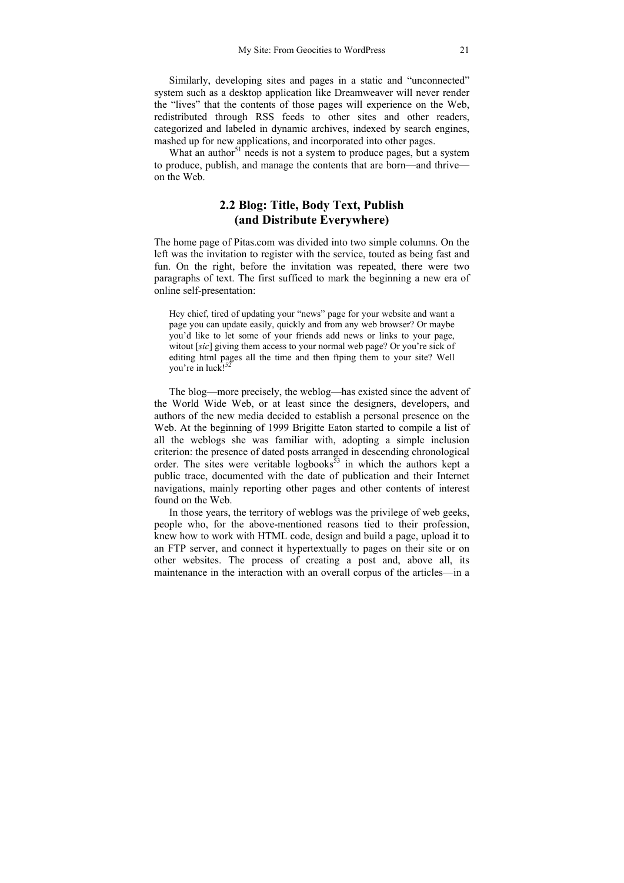Similarly, developing sites and pages in a static and "unconnected" system such as a desktop application like Dreamweaver will never render the "lives" that the contents of those pages will experience on the Web, redistributed through RSS feeds to other sites and other readers, categorized and labeled in dynamic archives, indexed by search engines, mashed up for new applications, and incorporated into other pages.

What an author[51] needs is not a system to produce pages, but a system to produce, publish, and manage the contents that are born—and thrive—on the Web.

## 2.2 Blog: Title, Body Text, Publish (and Distribute Everywhere)

The home page of Pitas.com was divided into two simple columns. On the left was the invitation to register with the service, touted as being fast and fun. On the right, before the invitation was repeated, there were two paragraphs of text. The first sufficed to mark the beginning a new era of online self-presentation:

> Hey chief, tired of updating your "news" page for your website and want a page you can update easily, quickly and from any web browser? Or maybe you'd like to let some of your friends add news or links to your page, witout [*sic*] giving them access to your normal web page? Or you're sick of editing html pages all the time and then ftping them to your site? Well you're in luck![52]

The blog—more precisely, the weblog—has existed since the advent of the World Wide Web, or at least since the designers, developers, and authors of the new media decided to establish a personal presence on the Web. At the beginning of 1999 Brigitte Eaton started to compile a list of all the weblogs she was familiar with, adopting a simple inclusion criterion: the presence of dated posts arranged in descending chronological order. The sites were veritable logbooks[53] in which the authors kept a public trace, documented with the date of publication and their Internet navigations, mainly reporting other pages and other contents of interest found on the Web.

In those years, the territory of weblogs was the privilege of web geeks, people who, for the above-mentioned reasons tied to their profession, knew how to work with HTML code, design and build a page, upload it to an FTP server, and connect it hypertextually to pages on their site or on other websites. The process of creating a post and, above all, its maintenance in the interaction with an overall corpus of the articles—in a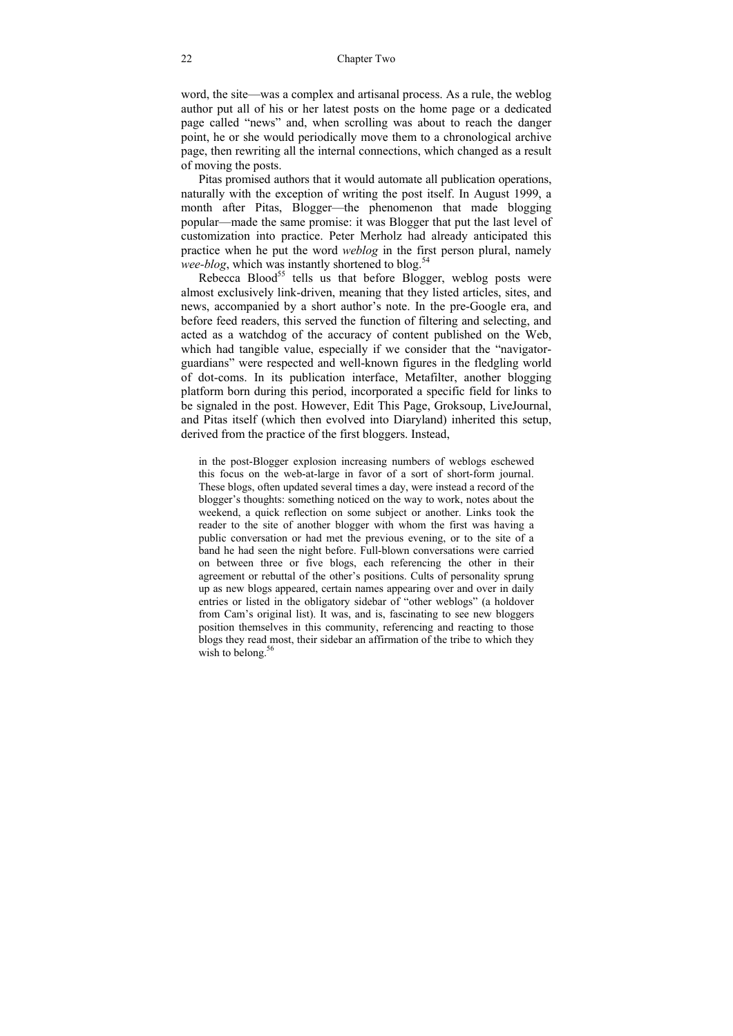word, the site—was a complex and artisanal process. As a rule, the weblog author put all of his or her latest posts on the home page or a dedicated page called "news" and, when scrolling was about to reach the danger point, he or she would periodically move them to a chronological archive page, then rewriting all the internal connections, which changed as a result of moving the posts.

Pitas promised authors that it would automate all publication operations, naturally with the exception of writing the post itself. In August 1999, a month after Pitas, Blogger—the phenomenon that made blogging popular—made the same promise: it was Blogger that put the last level of customization into practice. Peter Merholz had already anticipated this practice when he put the word *weblog* in the first person plural, namely *wee-blog*, which was instantly shortened to blog.[54]

Rebecca Blood[55] tells us that before Blogger, weblog posts were almost exclusively link-driven, meaning that they listed articles, sites, and news, accompanied by a short author's note. In the pre-Google era, and before feed readers, this served the function of filtering and selecting, and acted as a watchdog of the accuracy of content published on the Web, which had tangible value, especially if we consider that the "navigator-guardians" were respected and well-known figures in the fledgling world of dot-coms. In its publication interface, Metafilter, another blogging platform born during this period, incorporated a specific field for links to be signaled in the post. However, Edit This Page, Groksoup, LiveJournal, and Pitas itself (which then evolved into Diaryland) inherited this setup, derived from the practice of the first bloggers. Instead,

> in the post-Blogger explosion increasing numbers of weblogs eschewed this focus on the web-at-large in favor of a sort of short-form journal. These blogs, often updated several times a day, were instead a record of the blogger's thoughts: something noticed on the way to work, notes about the weekend, a quick reflection on some subject or another. Links took the reader to the site of another blogger with whom the first was having a public conversation or had met the previous evening, or to the site of a band he had seen the night before. Full-blown conversations were carried on between three or five blogs, each referencing the other in their agreement or rebuttal of the other's positions. Cults of personality sprung up as new blogs appeared, certain names appearing over and over in daily entries or listed in the obligatory sidebar of "other weblogs" (a holdover from Cam's original list). It was, and is, fascinating to see new bloggers position themselves in this community, referencing and reacting to those blogs they read most, their sidebar an affirmation of the tribe to which they wish to belong.[56]